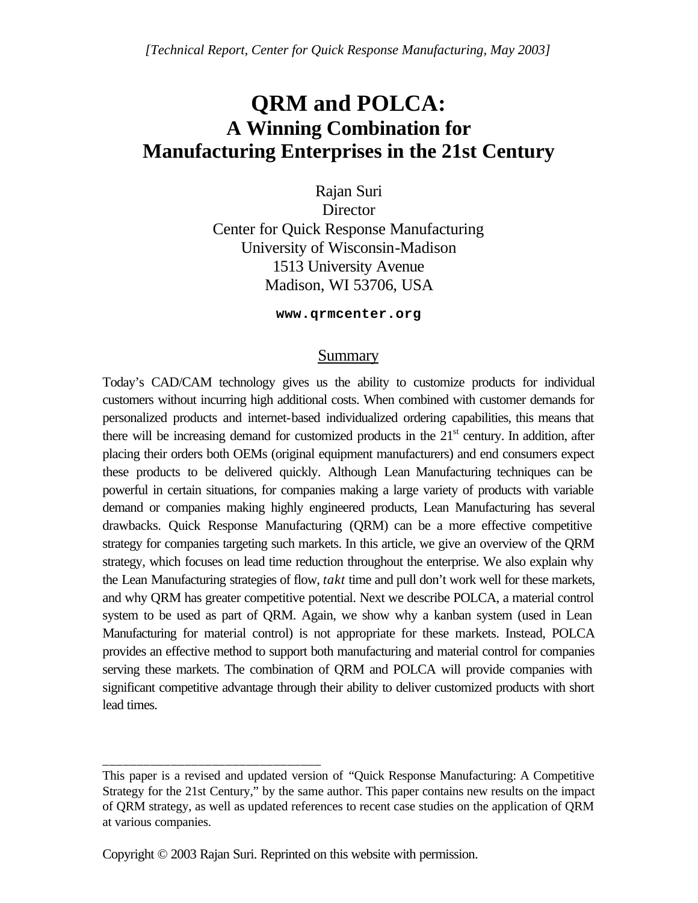*[Technical Report, Center for Quick Response Manufacturing, May 2003]*

# QRM and POLCA:
## A Winning Combination for Manufacturing Enterprises in the 21st Century

Rajan Suri
Director
Center for Quick Response Manufacturing
University of Wisconsin-Madison
1513 University Avenue
Madison, WI 53706, USA

**www.qrmcenter.org**

### Summary

Today's CAD/CAM technology gives us the ability to customize products for individual customers without incurring high additional costs. When combined with customer demands for personalized products and internet-based individualized ordering capabilities, this means that there will be increasing demand for customized products in the 21st century. In addition, after placing their orders both OEMs (original equipment manufacturers) and end consumers expect these products to be delivered quickly. Although Lean Manufacturing techniques can be powerful in certain situations, for companies making a large variety of products with variable demand or companies making highly engineered products, Lean Manufacturing has several drawbacks. Quick Response Manufacturing (QRM) can be a more effective competitive strategy for companies targeting such markets. In this article, we give an overview of the QRM strategy, which focuses on lead time reduction throughout the enterprise. We also explain why the Lean Manufacturing strategies of flow, *takt* time and pull don't work well for these markets, and why QRM has greater competitive potential. Next we describe POLCA, a material control system to be used as part of QRM. Again, we show why a kanban system (used in Lean Manufacturing for material control) is not appropriate for these markets. Instead, POLCA provides an effective method to support both manufacturing and material control for companies serving these markets. The combination of QRM and POLCA will provide companies with significant competitive advantage through their ability to deliver customized products with short lead times.

---

This paper is a revised and updated version of "Quick Response Manufacturing: A Competitive Strategy for the 21st Century," by the same author. This paper contains new results on the impact of QRM strategy, as well as updated references to recent case studies on the application of QRM at various companies.

Copyright © 2003 Rajan Suri. Reprinted on this website with permission.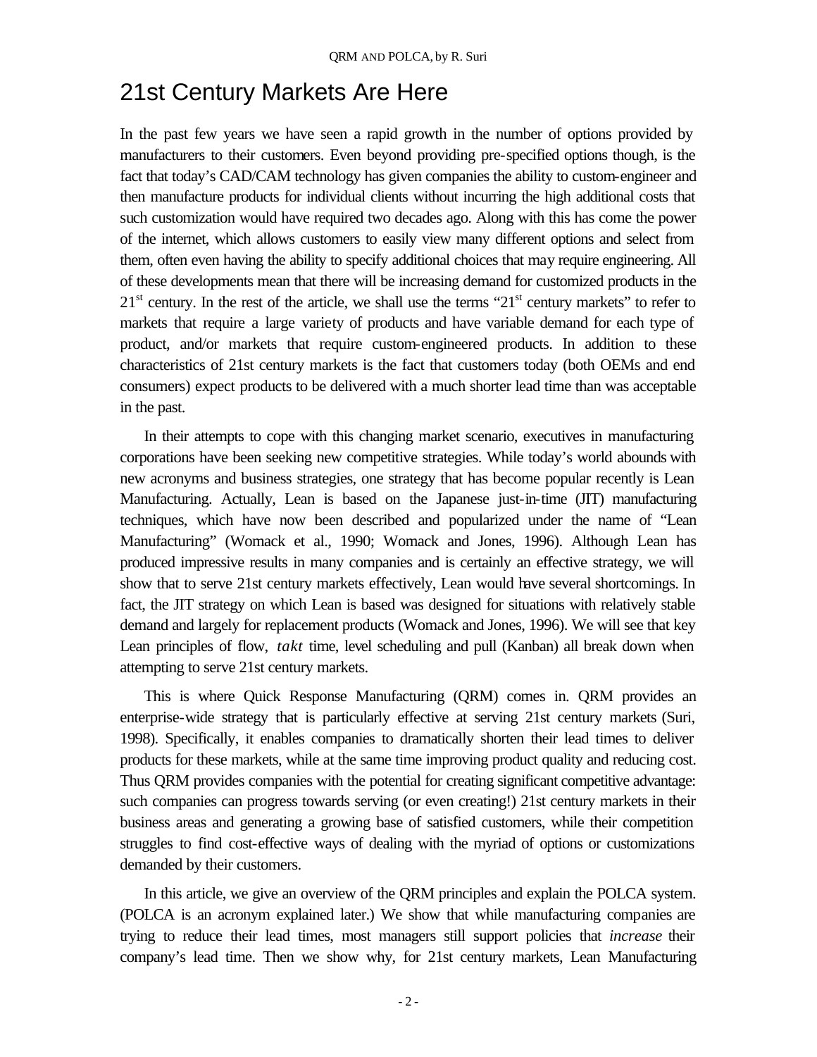# 21st Century Markets Are Here

In the past few years we have seen a rapid growth in the number of options provided by manufacturers to their customers. Even beyond providing pre-specified options though, is the fact that today's CAD/CAM technology has given companies the ability to custom-engineer and then manufacture products for individual clients without incurring the high additional costs that such customization would have required two decades ago. Along with this has come the power of the internet, which allows customers to easily view many different options and select from them, often even having the ability to specify additional choices that may require engineering. All of these developments mean that there will be increasing demand for customized products in the 21st century. In the rest of the article, we shall use the terms "21st century markets" to refer to markets that require a large variety of products and have variable demand for each type of product, and/or markets that require custom-engineered products. In addition to these characteristics of 21st century markets is the fact that customers today (both OEMs and end consumers) expect products to be delivered with a much shorter lead time than was acceptable in the past.

In their attempts to cope with this changing market scenario, executives in manufacturing corporations have been seeking new competitive strategies. While today's world abounds with new acronyms and business strategies, one strategy that has become popular recently is Lean Manufacturing. Actually, Lean is based on the Japanese just-in-time (JIT) manufacturing techniques, which have now been described and popularized under the name of "Lean Manufacturing" (Womack et al., 1990; Womack and Jones, 1996). Although Lean has produced impressive results in many companies and is certainly an effective strategy, we will show that to serve 21st century markets effectively, Lean would have several shortcomings. In fact, the JIT strategy on which Lean is based was designed for situations with relatively stable demand and largely for replacement products (Womack and Jones, 1996). We will see that key Lean principles of flow, *takt* time, level scheduling and pull (Kanban) all break down when attempting to serve 21st century markets.

This is where Quick Response Manufacturing (QRM) comes in. QRM provides an enterprise-wide strategy that is particularly effective at serving 21st century markets (Suri, 1998). Specifically, it enables companies to dramatically shorten their lead times to deliver products for these markets, while at the same time improving product quality and reducing cost. Thus QRM provides companies with the potential for creating significant competitive advantage: such companies can progress towards serving (or even creating!) 21st century markets in their business areas and generating a growing base of satisfied customers, while their competition struggles to find cost-effective ways of dealing with the myriad of options or customizations demanded by their customers.

In this article, we give an overview of the QRM principles and explain the POLCA system. (POLCA is an acronym explained later.) We show that while manufacturing companies are trying to reduce their lead times, most managers still support policies that *increase* their company's lead time. Then we show why, for 21st century markets, Lean Manufacturing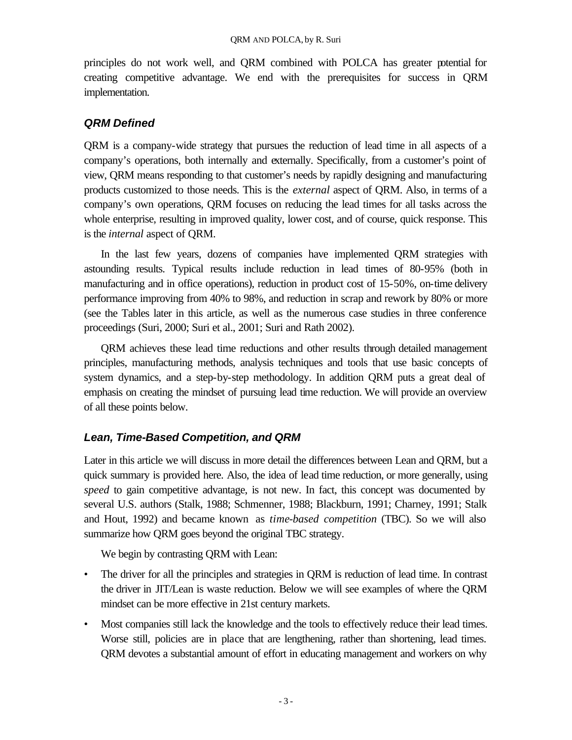principles do not work well, and QRM combined with POLCA has greater potential for creating competitive advantage. We end with the prerequisites for success in QRM implementation.

### *QRM Defined*

QRM is a company-wide strategy that pursues the reduction of lead time in all aspects of a company's operations, both internally and externally. Specifically, from a customer's point of view, QRM means responding to that customer's needs by rapidly designing and manufacturing products customized to those needs. This is the *external* aspect of QRM. Also, in terms of a company's own operations, QRM focuses on reducing the lead times for all tasks across the whole enterprise, resulting in improved quality, lower cost, and of course, quick response. This is the *internal* aspect of QRM.

In the last few years, dozens of companies have implemented QRM strategies with astounding results. Typical results include reduction in lead times of 80-95% (both in manufacturing and in office operations), reduction in product cost of 15-50%, on-time delivery performance improving from 40% to 98%, and reduction in scrap and rework by 80% or more (see the Tables later in this article, as well as the numerous case studies in three conference proceedings (Suri, 2000; Suri et al., 2001; Suri and Rath 2002).

QRM achieves these lead time reductions and other results through detailed management principles, manufacturing methods, analysis techniques and tools that use basic concepts of system dynamics, and a step-by-step methodology. In addition QRM puts a great deal of emphasis on creating the mindset of pursuing lead time reduction. We will provide an overview of all these points below.

### *Lean, Time-Based Competition, and QRM*

Later in this article we will discuss in more detail the differences between Lean and QRM, but a quick summary is provided here. Also, the idea of lead time reduction, or more generally, using *speed* to gain competitive advantage, is not new. In fact, this concept was documented by several U.S. authors (Stalk, 1988; Schmenner, 1988; Blackburn, 1991; Charney, 1991; Stalk and Hout, 1992) and became known as *time-based competition* (TBC). So we will also summarize how QRM goes beyond the original TBC strategy.

We begin by contrasting QRM with Lean:

- The driver for all the principles and strategies in QRM is reduction of lead time. In contrast the driver in JIT/Lean is waste reduction. Below we will see examples of where the QRM mindset can be more effective in 21st century markets.
- Most companies still lack the knowledge and the tools to effectively reduce their lead times. Worse still, policies are in place that are lengthening, rather than shortening, lead times. QRM devotes a substantial amount of effort in educating management and workers on why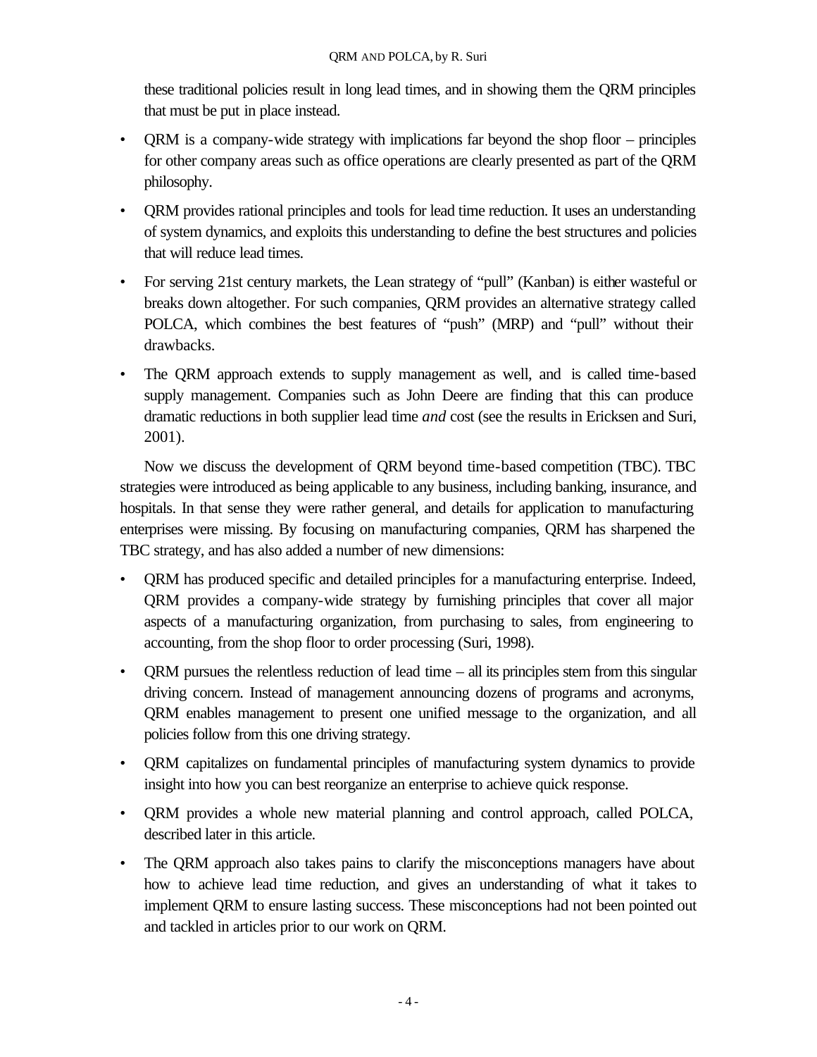these traditional policies result in long lead times, and in showing them the QRM principles that must be put in place instead.

- QRM is a company-wide strategy with implications far beyond the shop floor – principles for other company areas such as office operations are clearly presented as part of the QRM philosophy.
- QRM provides rational principles and tools for lead time reduction. It uses an understanding of system dynamics, and exploits this understanding to define the best structures and policies that will reduce lead times.
- For serving 21st century markets, the Lean strategy of "pull" (Kanban) is either wasteful or breaks down altogether. For such companies, QRM provides an alternative strategy called POLCA, which combines the best features of "push" (MRP) and "pull" without their drawbacks.
- The QRM approach extends to supply management as well, and is called time-based supply management. Companies such as John Deere are finding that this can produce dramatic reductions in both supplier lead time *and* cost (see the results in Ericksen and Suri, 2001).

Now we discuss the development of QRM beyond time-based competition (TBC). TBC strategies were introduced as being applicable to any business, including banking, insurance, and hospitals. In that sense they were rather general, and details for application to manufacturing enterprises were missing. By focusing on manufacturing companies, QRM has sharpened the TBC strategy, and has also added a number of new dimensions:

- QRM has produced specific and detailed principles for a manufacturing enterprise. Indeed, QRM provides a company-wide strategy by furnishing principles that cover all major aspects of a manufacturing organization, from purchasing to sales, from engineering to accounting, from the shop floor to order processing (Suri, 1998).
- QRM pursues the relentless reduction of lead time – all its principles stem from this singular driving concern. Instead of management announcing dozens of programs and acronyms, QRM enables management to present one unified message to the organization, and all policies follow from this one driving strategy.
- QRM capitalizes on fundamental principles of manufacturing system dynamics to provide insight into how you can best reorganize an enterprise to achieve quick response.
- QRM provides a whole new material planning and control approach, called POLCA, described later in this article.
- The QRM approach also takes pains to clarify the misconceptions managers have about how to achieve lead time reduction, and gives an understanding of what it takes to implement QRM to ensure lasting success. These misconceptions had not been pointed out and tackled in articles prior to our work on QRM.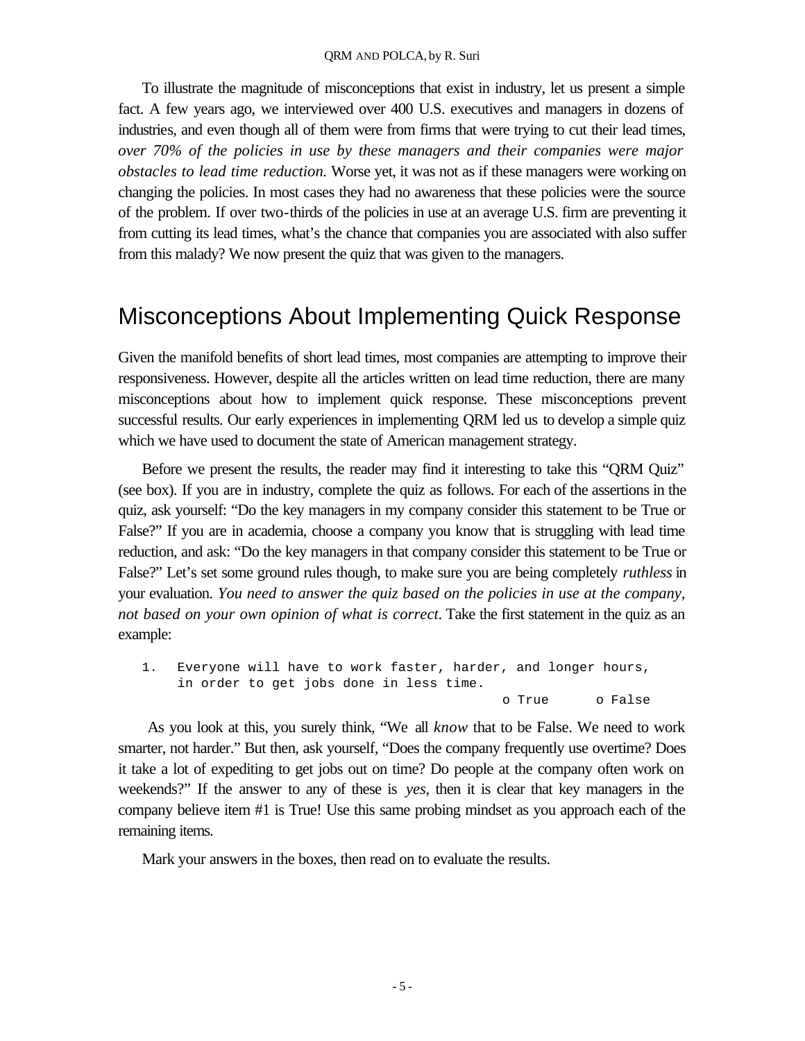To illustrate the magnitude of misconceptions that exist in industry, let us present a simple fact. A few years ago, we interviewed over 400 U.S. executives and managers in dozens of industries, and even though all of them were from firms that were trying to cut their lead times, *over 70% of the policies in use by these managers and their companies were major obstacles to lead time reduction.* Worse yet, it was not as if these managers were working on changing the policies. In most cases they had no awareness that these policies were the source of the problem. If over two-thirds of the policies in use at an average U.S. firm are preventing it from cutting its lead times, what's the chance that companies you are associated with also suffer from this malady? We now present the quiz that was given to the managers.

## Misconceptions About Implementing Quick Response

Given the manifold benefits of short lead times, most companies are attempting to improve their responsiveness. However, despite all the articles written on lead time reduction, there are many misconceptions about how to implement quick response. These misconceptions prevent successful results. Our early experiences in implementing QRM led us to develop a simple quiz which we have used to document the state of American management strategy.

Before we present the results, the reader may find it interesting to take this "QRM Quiz" (see box). If you are in industry, complete the quiz as follows. For each of the assertions in the quiz, ask yourself: "Do the key managers in my company consider this statement to be True or False?" If you are in academia, choose a company you know that is struggling with lead time reduction, and ask: "Do the key managers in that company consider this statement to be True or False?" Let's set some ground rules though, to make sure you are being completely *ruthless* in your evaluation. *You need to answer the quiz based on the policies in use at the company, not based on your own opinion of what is correct.* Take the first statement in the quiz as an example:

```
1.  Everyone will have to work faster, harder, and longer hours,
    in order to get jobs done in less time.
                                                        o True      o False
```

As you look at this, you surely think, "We all *know* that to be False. We need to work smarter, not harder." But then, ask yourself, "Does the company frequently use overtime? Does it take a lot of expediting to get jobs out on time? Do people at the company often work on weekends?" If the answer to any of these is *yes*, then it is clear that key managers in the company believe item #1 is True! Use this same probing mindset as you approach each of the remaining items.

Mark your answers in the boxes, then read on to evaluate the results.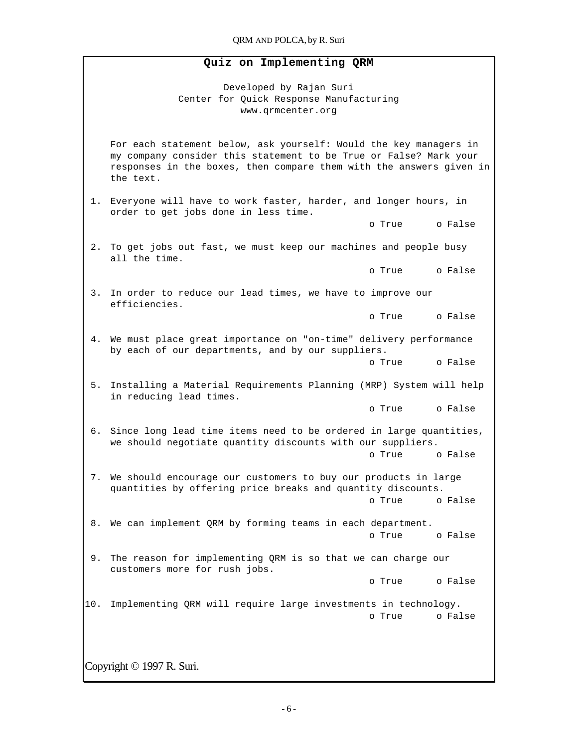## Quiz on Implementing QRM

Developed by Rajan Suri
Center for Quick Response Manufacturing
www.qrmcenter.org

For each statement below, ask yourself: Would the key managers in my company consider this statement to be True or False? Mark your responses in the boxes, then compare them with the answers given in the text.

1. Everyone will have to work faster, harder, and longer hours, in order to get jobs done in less time.
   o True o False

2. To get jobs out fast, we must keep our machines and people busy all the time.
   o True o False

3. In order to reduce our lead times, we have to improve our efficiencies.
   o True o False

4. We must place great importance on "on-time" delivery performance by each of our departments, and by our suppliers.
   o True o False

5. Installing a Material Requirements Planning (MRP) System will help in reducing lead times.
   o True o False

6. Since long lead time items need to be ordered in large quantities, we should negotiate quantity discounts with our suppliers.
   o True o False

7. We should encourage our customers to buy our products in large quantities by offering price breaks and quantity discounts.
   o True o False

8. We can implement QRM by forming teams in each department.
   o True o False

9. The reason for implementing QRM is so that we can charge our customers more for rush jobs.
   o True o False

10. Implementing QRM will require large investments in technology.
    o True o False

Copyright © 1997 R. Suri.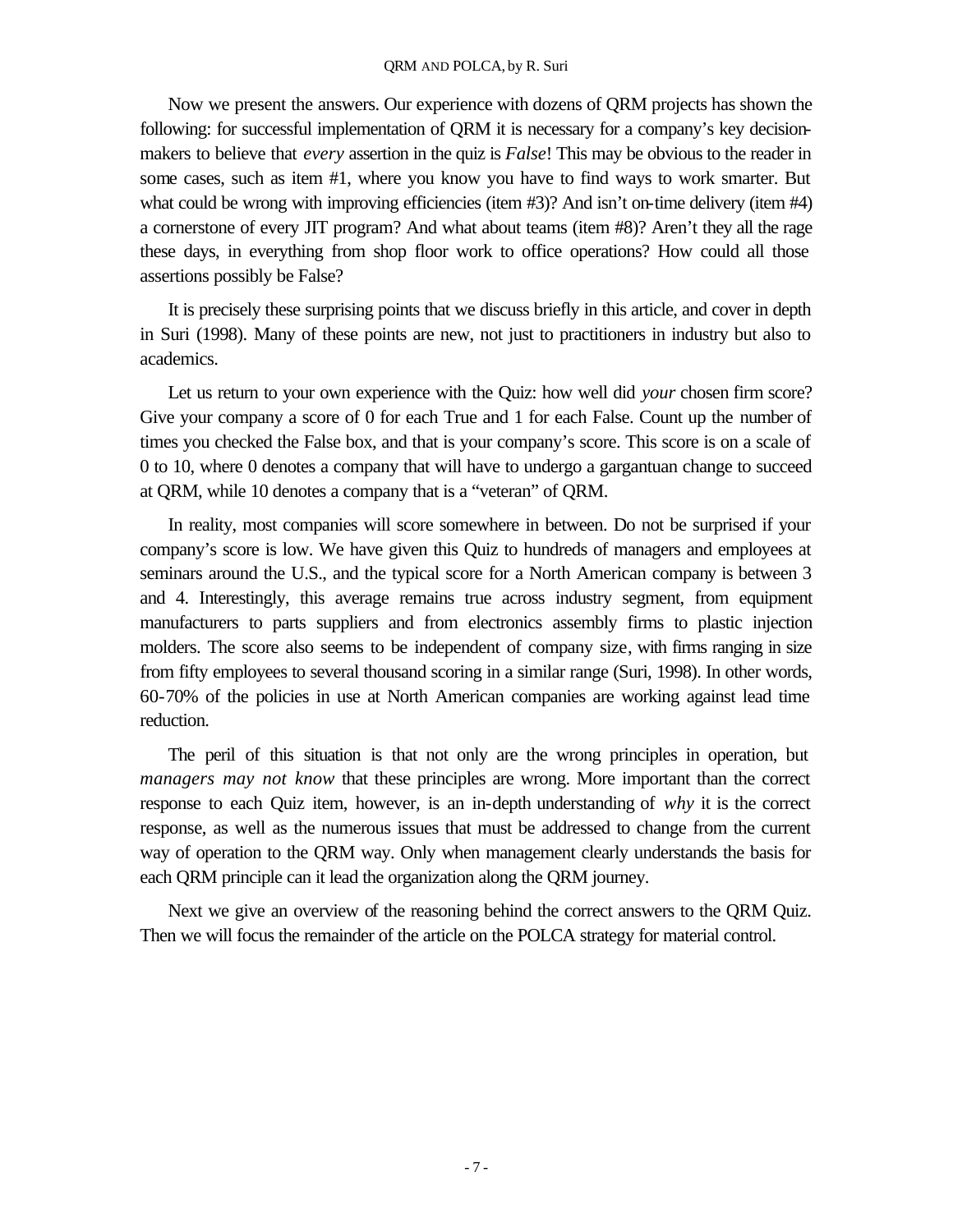Now we present the answers. Our experience with dozens of QRM projects has shown the following: for successful implementation of QRM it is necessary for a company's key decision-makers to believe that *every* assertion in the quiz is *False*! This may be obvious to the reader in some cases, such as item #1, where you know you have to find ways to work smarter. But what could be wrong with improving efficiencies (item #3)? And isn't on-time delivery (item #4) a cornerstone of every JIT program? And what about teams (item #8)? Aren't they all the rage these days, in everything from shop floor work to office operations? How could all those assertions possibly be False?

It is precisely these surprising points that we discuss briefly in this article, and cover in depth in Suri (1998). Many of these points are new, not just to practitioners in industry but also to academics.

Let us return to your own experience with the Quiz: how well did *your* chosen firm score? Give your company a score of 0 for each True and 1 for each False. Count up the number of times you checked the False box, and that is your company's score. This score is on a scale of 0 to 10, where 0 denotes a company that will have to undergo a gargantuan change to succeed at QRM, while 10 denotes a company that is a "veteran" of QRM.

In reality, most companies will score somewhere in between. Do not be surprised if your company's score is low. We have given this Quiz to hundreds of managers and employees at seminars around the U.S., and the typical score for a North American company is between 3 and 4. Interestingly, this average remains true across industry segment, from equipment manufacturers to parts suppliers and from electronics assembly firms to plastic injection molders. The score also seems to be independent of company size, with firms ranging in size from fifty employees to several thousand scoring in a similar range (Suri, 1998). In other words, 60-70% of the policies in use at North American companies are working against lead time reduction.

The peril of this situation is that not only are the wrong principles in operation, but *managers may not know* that these principles are wrong. More important than the correct response to each Quiz item, however, is an in-depth understanding of *why* it is the correct response, as well as the numerous issues that must be addressed to change from the current way of operation to the QRM way. Only when management clearly understands the basis for each QRM principle can it lead the organization along the QRM journey.

Next we give an overview of the reasoning behind the correct answers to the QRM Quiz. Then we will focus the remainder of the article on the POLCA strategy for material control.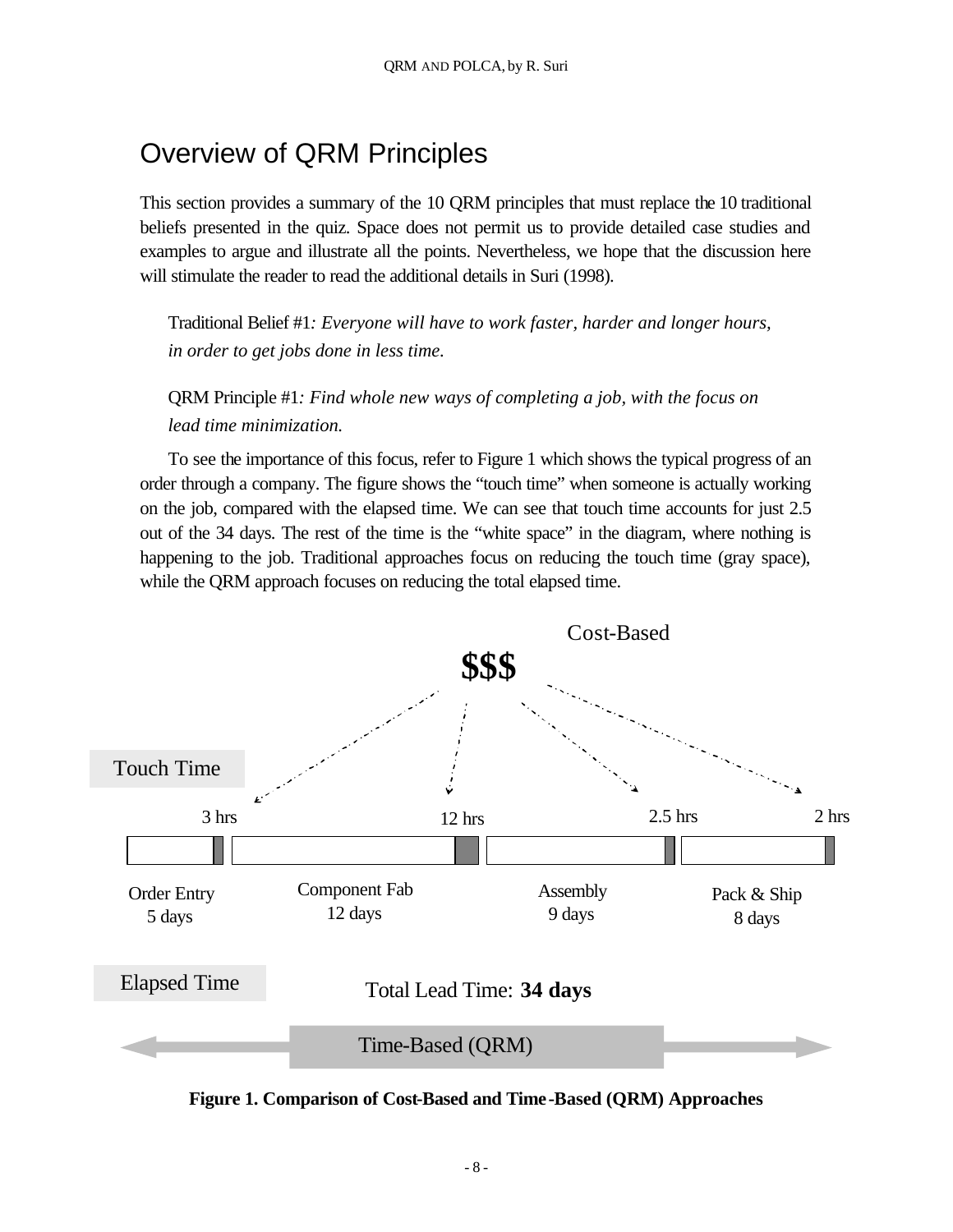# Overview of QRM Principles

This section provides a summary of the 10 QRM principles that must replace the 10 traditional beliefs presented in the quiz. Space does not permit us to provide detailed case studies and examples to argue and illustrate all the points. Nevertheless, we hope that the discussion here will stimulate the reader to read the additional details in Suri (1998).

> Traditional Belief #1: *Everyone will have to work faster, harder and longer hours, in order to get jobs done in less time.*

> QRM Principle #1: *Find whole new ways of completing a job, with the focus on lead time minimization.*

To see the importance of this focus, refer to Figure 1 which shows the typical progress of an order through a company. The figure shows the "touch time" when someone is actually working on the job, compared with the elapsed time. We can see that touch time accounts for just 2.5 out of the 34 days. The rest of the time is the "white space" in the diagram, where nothing is happening to the job. Traditional approaches focus on reducing the touch time (gray space), while the QRM approach focuses on reducing the total elapsed time.

Cost-Based

**$$$**

Touch Time

| | Order Entry | Component Fab | Assembly | Pack & Ship |
|---|---|---|---|---|
| Touch Time | 3 hrs | 12 hrs | 2.5 hrs | 2 hrs |
| Elapsed Time | 5 days | 12 days | 9 days | 8 days |

Elapsed Time

Total Lead Time: **34 days**

Time-Based (QRM)

**Figure 1. Comparison of Cost-Based and Time-Based (QRM) Approaches**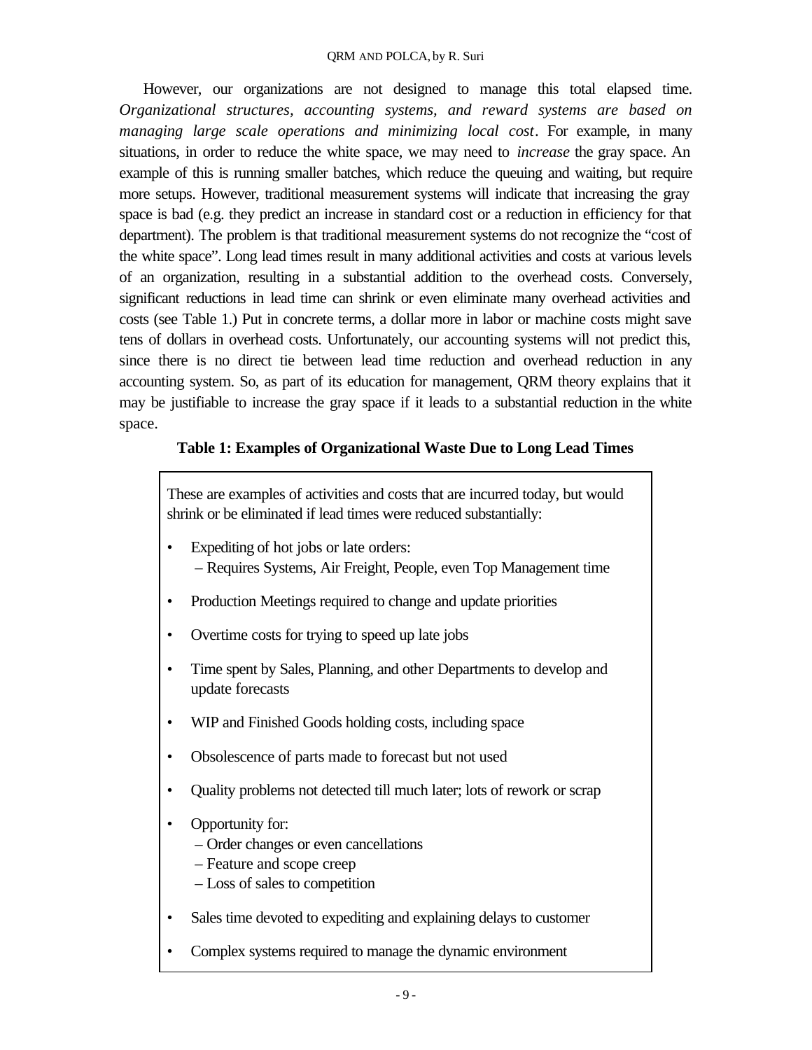However, our organizations are not designed to manage this total elapsed time. *Organizational structures, accounting systems, and reward systems are based on managing large scale operations and minimizing local cost*. For example, in many situations, in order to reduce the white space, we may need to *increase* the gray space. An example of this is running smaller batches, which reduce the queuing and waiting, but require more setups. However, traditional measurement systems will indicate that increasing the gray space is bad (e.g. they predict an increase in standard cost or a reduction in efficiency for that department). The problem is that traditional measurement systems do not recognize the "cost of the white space". Long lead times result in many additional activities and costs at various levels of an organization, resulting in a substantial addition to the overhead costs. Conversely, significant reductions in lead time can shrink or even eliminate many overhead activities and costs (see Table 1.) Put in concrete terms, a dollar more in labor or machine costs might save tens of dollars in overhead costs. Unfortunately, our accounting systems will not predict this, since there is no direct tie between lead time reduction and overhead reduction in any accounting system. So, as part of its education for management, QRM theory explains that it may be justifiable to increase the gray space if it leads to a substantial reduction in the white space.

**Table 1: Examples of Organizational Waste Due to Long Lead Times**

These are examples of activities and costs that are incurred today, but would shrink or be eliminated if lead times were reduced substantially:

- Expediting of hot jobs or late orders:
  – Requires Systems, Air Freight, People, even Top Management time
- Production Meetings required to change and update priorities
- Overtime costs for trying to speed up late jobs
- Time spent by Sales, Planning, and other Departments to develop and update forecasts
- WIP and Finished Goods holding costs, including space
- Obsolescence of parts made to forecast but not used
- Quality problems not detected till much later; lots of rework or scrap
- Opportunity for:
  – Order changes or even cancellations
  – Feature and scope creep
  – Loss of sales to competition
- Sales time devoted to expediting and explaining delays to customer
- Complex systems required to manage the dynamic environment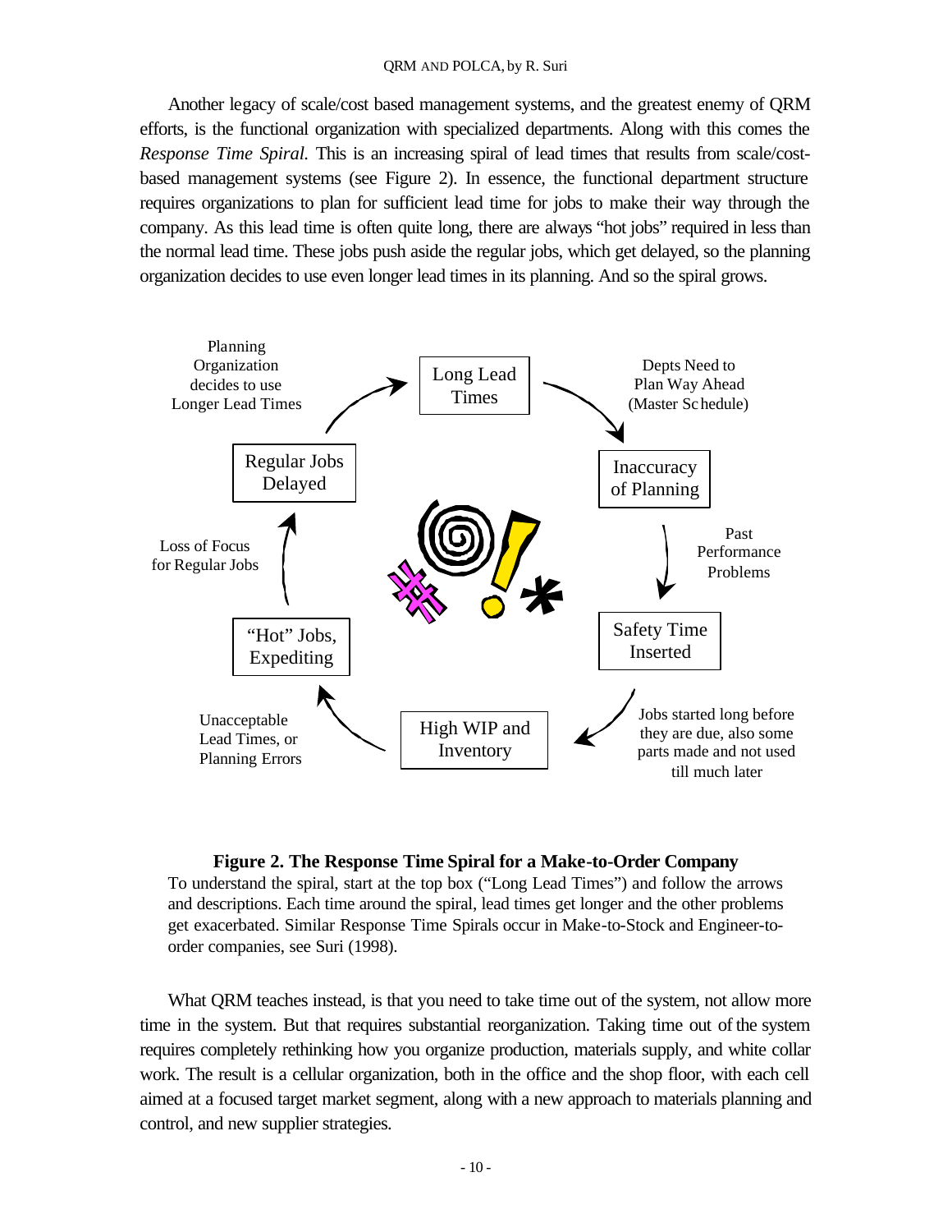Another legacy of scale/cost based management systems, and the greatest enemy of QRM efforts, is the functional organization with specialized departments. Along with this comes the *Response Time Spiral*. This is an increasing spiral of lead times that results from scale/cost-based management systems (see Figure 2). In essence, the functional department structure requires organizations to plan for sufficient lead time for jobs to make their way through the company. As this lead time is often quite long, there are always "hot jobs" required in less than the normal lead time. These jobs push aside the regular jobs, which get delayed, so the planning organization decides to use even longer lead times in its planning. And so the spiral grows.

Long Lead Times → (Depts Need to Plan Way Ahead (Master Schedule)) → Inaccuracy of Planning → (Past Performance Problems) → Safety Time Inserted → (Jobs started long before they are due, also some parts made and not used till much later) → High WIP and Inventory → (Unacceptable Lead Times, or Planning Errors) → "Hot" Jobs, Expediting → (Loss of Focus for Regular Jobs) → Regular Jobs Delayed → (Planning Organization decides to use Longer Lead Times) → Long Lead Times

**Figure 2. The Response Time Spiral for a Make-to-Order Company**

To understand the spiral, start at the top box ("Long Lead Times") and follow the arrows and descriptions. Each time around the spiral, lead times get longer and the other problems get exacerbated. Similar Response Time Spirals occur in Make-to-Stock and Engineer-to-order companies, see Suri (1998).

What QRM teaches instead, is that you need to take time out of the system, not allow more time in the system. But that requires substantial reorganization. Taking time out of the system requires completely rethinking how you organize production, materials supply, and white collar work. The result is a cellular organization, both in the office and the shop floor, with each cell aimed at a focused target market segment, along with a new approach to materials planning and control, and new supplier strategies.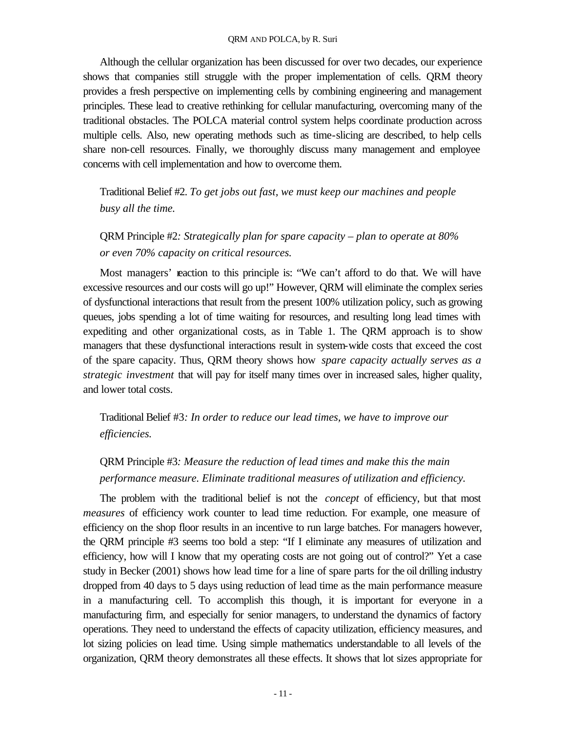Although the cellular organization has been discussed for over two decades, our experience shows that companies still struggle with the proper implementation of cells. QRM theory provides a fresh perspective on implementing cells by combining engineering and management principles. These lead to creative rethinking for cellular manufacturing, overcoming many of the traditional obstacles. The POLCA material control system helps coordinate production across multiple cells. Also, new operating methods such as time-slicing are described, to help cells share non-cell resources. Finally, we thoroughly discuss many management and employee concerns with cell implementation and how to overcome them.

> Traditional Belief #2. *To get jobs out fast, we must keep our machines and people busy all the time.*

> QRM Principle #2*: Strategically plan for spare capacity – plan to operate at 80% or even 70% capacity on critical resources.*

Most managers' reaction to this principle is: "We can't afford to do that. We will have excessive resources and our costs will go up!" However, QRM will eliminate the complex series of dysfunctional interactions that result from the present 100% utilization policy, such as growing queues, jobs spending a lot of time waiting for resources, and resulting long lead times with expediting and other organizational costs, as in Table 1. The QRM approach is to show managers that these dysfunctional interactions result in system-wide costs that exceed the cost of the spare capacity. Thus, QRM theory shows how *spare capacity actually serves as a strategic investment* that will pay for itself many times over in increased sales, higher quality, and lower total costs.

> Traditional Belief #3*: In order to reduce our lead times, we have to improve our efficiencies.*

> QRM Principle #3*: Measure the reduction of lead times and make this the main performance measure. Eliminate traditional measures of utilization and efficiency.*

The problem with the traditional belief is not the *concept* of efficiency, but that most *measures* of efficiency work counter to lead time reduction. For example, one measure of efficiency on the shop floor results in an incentive to run large batches. For managers however, the QRM principle #3 seems too bold a step: "If I eliminate any measures of utilization and efficiency, how will I know that my operating costs are not going out of control?" Yet a case study in Becker (2001) shows how lead time for a line of spare parts for the oil drilling industry dropped from 40 days to 5 days using reduction of lead time as the main performance measure in a manufacturing cell. To accomplish this though, it is important for everyone in a manufacturing firm, and especially for senior managers, to understand the dynamics of factory operations. They need to understand the effects of capacity utilization, efficiency measures, and lot sizing policies on lead time. Using simple mathematics understandable to all levels of the organization, QRM theory demonstrates all these effects. It shows that lot sizes appropriate for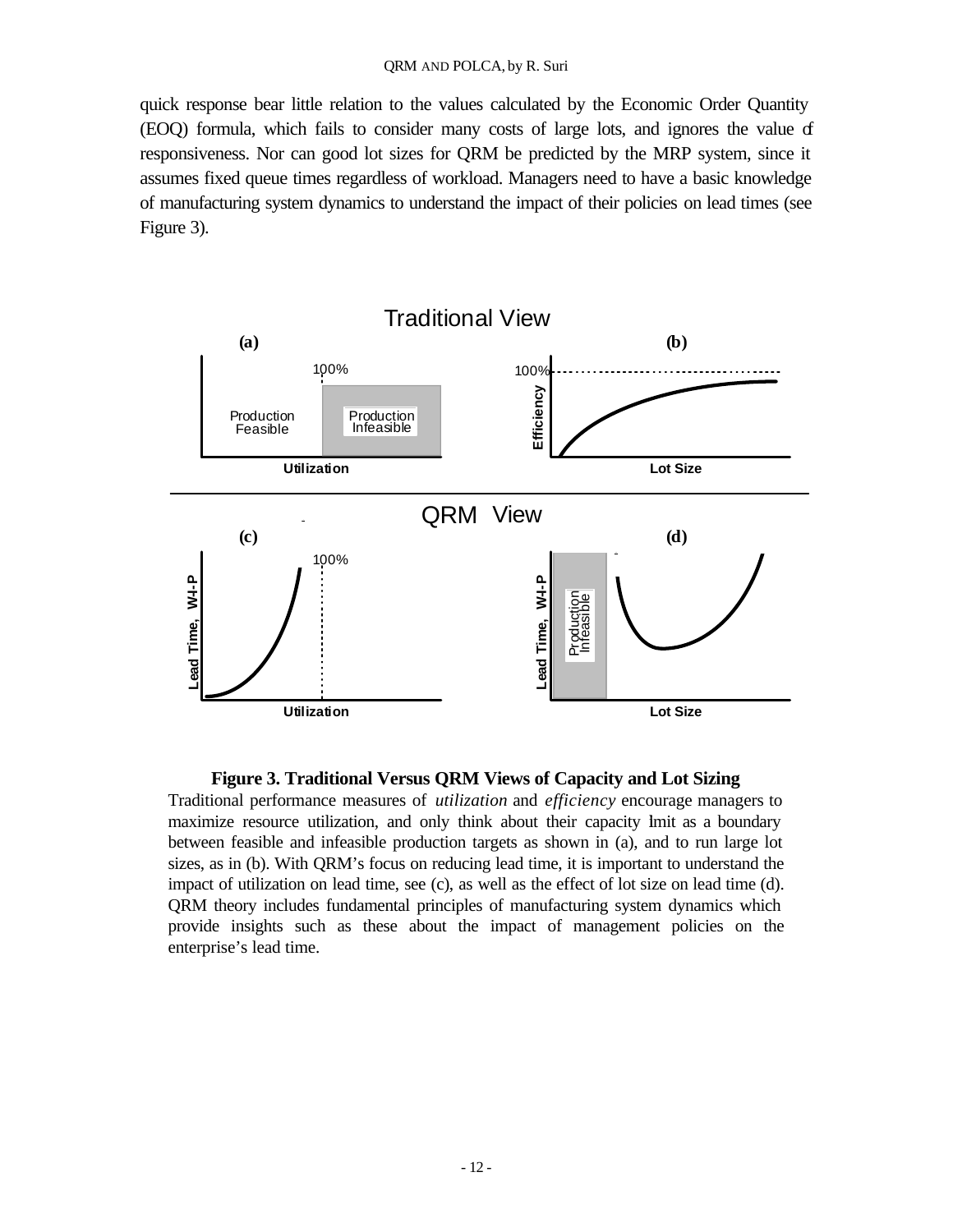quick response bear little relation to the values calculated by the Economic Order Quantity (EOQ) formula, which fails to consider many costs of large lots, and ignores the value of responsiveness. Nor can good lot sizes for QRM be predicted by the MRP system, since it assumes fixed queue times regardless of workload. Managers need to have a basic knowledge of manufacturing system dynamics to understand the impact of their policies on lead times (see Figure 3).

**Figure 3. Traditional Versus QRM Views of Capacity and Lot Sizing**

Traditional performance measures of *utilization* and *efficiency* encourage managers to maximize resource utilization, and only think about their capacity limit as a boundary between feasible and infeasible production targets as shown in (a), and to run large lot sizes, as in (b). With QRM's focus on reducing lead time, it is important to understand the impact of utilization on lead time, see (c), as well as the effect of lot size on lead time (d). QRM theory includes fundamental principles of manufacturing system dynamics which provide insights such as these about the impact of management policies on the enterprise's lead time.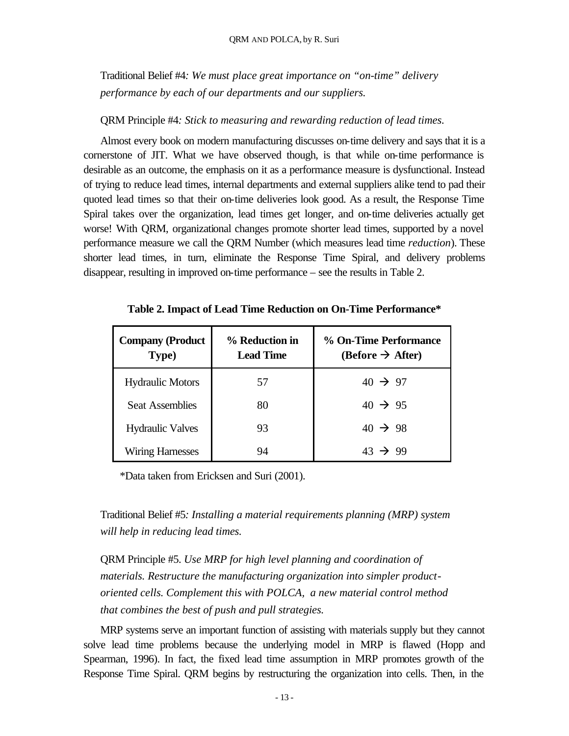Traditional Belief #4*: We must place great importance on "on-time" delivery performance by each of our departments and our suppliers.*

QRM Principle #4*: Stick to measuring and rewarding reduction of lead times.*

Almost every book on modern manufacturing discusses on-time delivery and says that it is a cornerstone of JIT. What we have observed though, is that while on-time performance is desirable as an outcome, the emphasis on it as a performance measure is dysfunctional. Instead of trying to reduce lead times, internal departments and external suppliers alike tend to pad their quoted lead times so that their on-time deliveries look good. As a result, the Response Time Spiral takes over the organization, lead times get longer, and on-time deliveries actually get worse! With QRM, organizational changes promote shorter lead times, supported by a novel performance measure we call the QRM Number (which measures lead time *reduction*). These shorter lead times, in turn, eliminate the Response Time Spiral, and delivery problems disappear, resulting in improved on-time performance – see the results in Table 2.

**Table 2. Impact of Lead Time Reduction on On-Time Performance***

| Company (Product Type) | % Reduction in Lead Time | % On-Time Performance (Before → After) |
|---|---|---|
| Hydraulic Motors | 57 | 40 → 97 |
| Seat Assemblies | 80 | 40 → 95 |
| Hydraulic Valves | 93 | 40 → 98 |
| Wiring Harnesses | 94 | 43 → 99 |

*Data taken from Ericksen and Suri (2001).

Traditional Belief #5*: Installing a material requirements planning (MRP) system will help in reducing lead times.*

QRM Principle #5. *Use MRP for high level planning and coordination of materials. Restructure the manufacturing organization into simpler product-oriented cells. Complement this with POLCA, a new material control method that combines the best of push and pull strategies.*

MRP systems serve an important function of assisting with materials supply but they cannot solve lead time problems because the underlying model in MRP is flawed (Hopp and Spearman, 1996). In fact, the fixed lead time assumption in MRP promotes growth of the Response Time Spiral. QRM begins by restructuring the organization into cells. Then, in the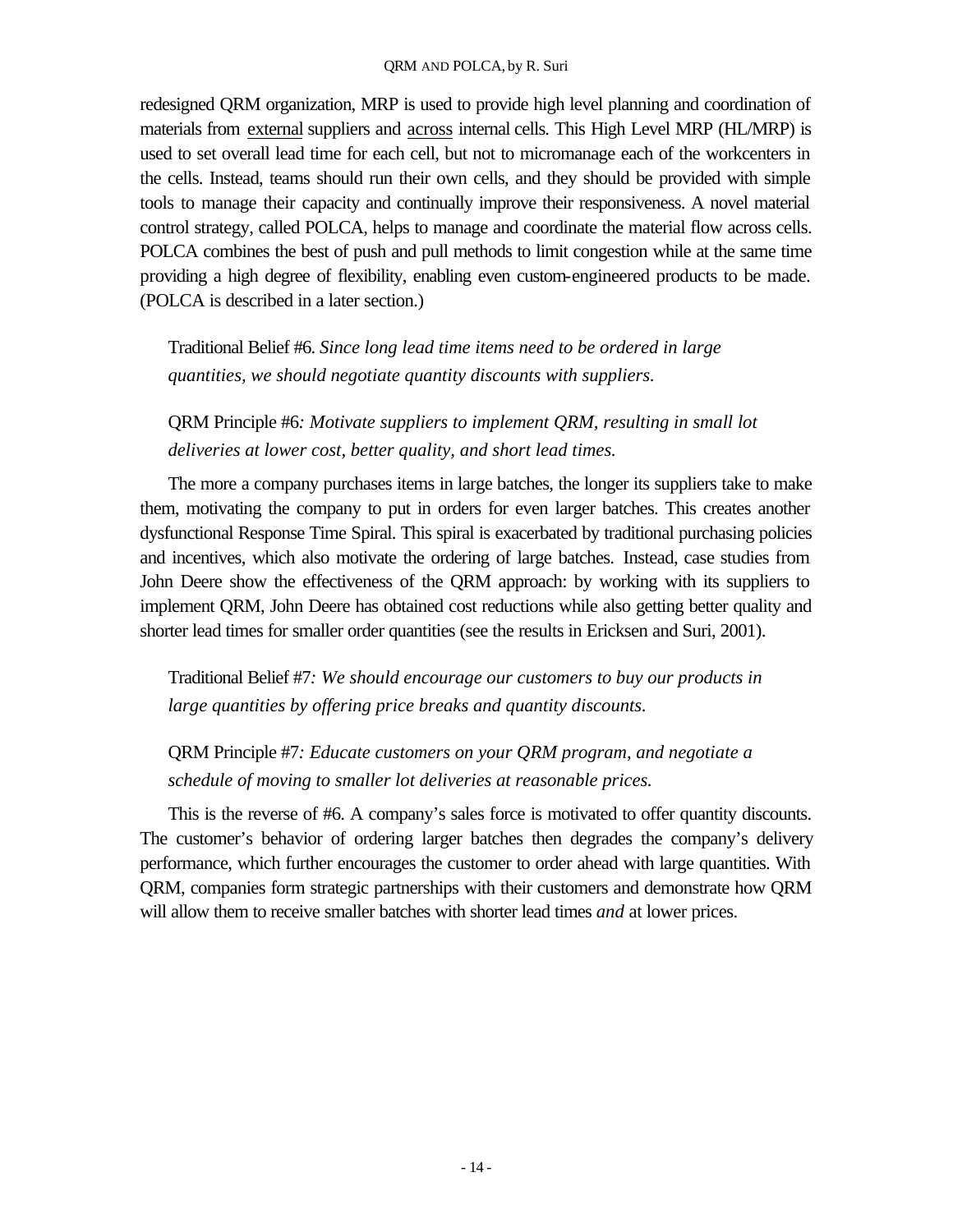redesigned QRM organization, MRP is used to provide high level planning and coordination of materials from <u>external</u> suppliers and <u>across</u> internal cells. This High Level MRP (HL/MRP) is used to set overall lead time for each cell, but not to micromanage each of the workcenters in the cells. Instead, teams should run their own cells, and they should be provided with simple tools to manage their capacity and continually improve their responsiveness. A novel material control strategy, called POLCA, helps to manage and coordinate the material flow across cells. POLCA combines the best of push and pull methods to limit congestion while at the same time providing a high degree of flexibility, enabling even custom-engineered products to be made. (POLCA is described in a later section.)

> Traditional Belief #6. *Since long lead time items need to be ordered in large quantities, we should negotiate quantity discounts with suppliers.*

> QRM Principle #6*: Motivate suppliers to implement QRM, resulting in small lot deliveries at lower cost, better quality, and short lead times.*

The more a company purchases items in large batches, the longer its suppliers take to make them, motivating the company to put in orders for even larger batches. This creates another dysfunctional Response Time Spiral. This spiral is exacerbated by traditional purchasing policies and incentives, which also motivate the ordering of large batches. Instead, case studies from John Deere show the effectiveness of the QRM approach: by working with its suppliers to implement QRM, John Deere has obtained cost reductions while also getting better quality and shorter lead times for smaller order quantities (see the results in Ericksen and Suri, 2001).

> Traditional Belief #7*: We should encourage our customers to buy our products in large quantities by offering price breaks and quantity discounts.*

> QRM Principle #7*: Educate customers on your QRM program, and negotiate a schedule of moving to smaller lot deliveries at reasonable prices.*

This is the reverse of #6. A company's sales force is motivated to offer quantity discounts. The customer's behavior of ordering larger batches then degrades the company's delivery performance, which further encourages the customer to order ahead with large quantities. With QRM, companies form strategic partnerships with their customers and demonstrate how QRM will allow them to receive smaller batches with shorter lead times *and* at lower prices.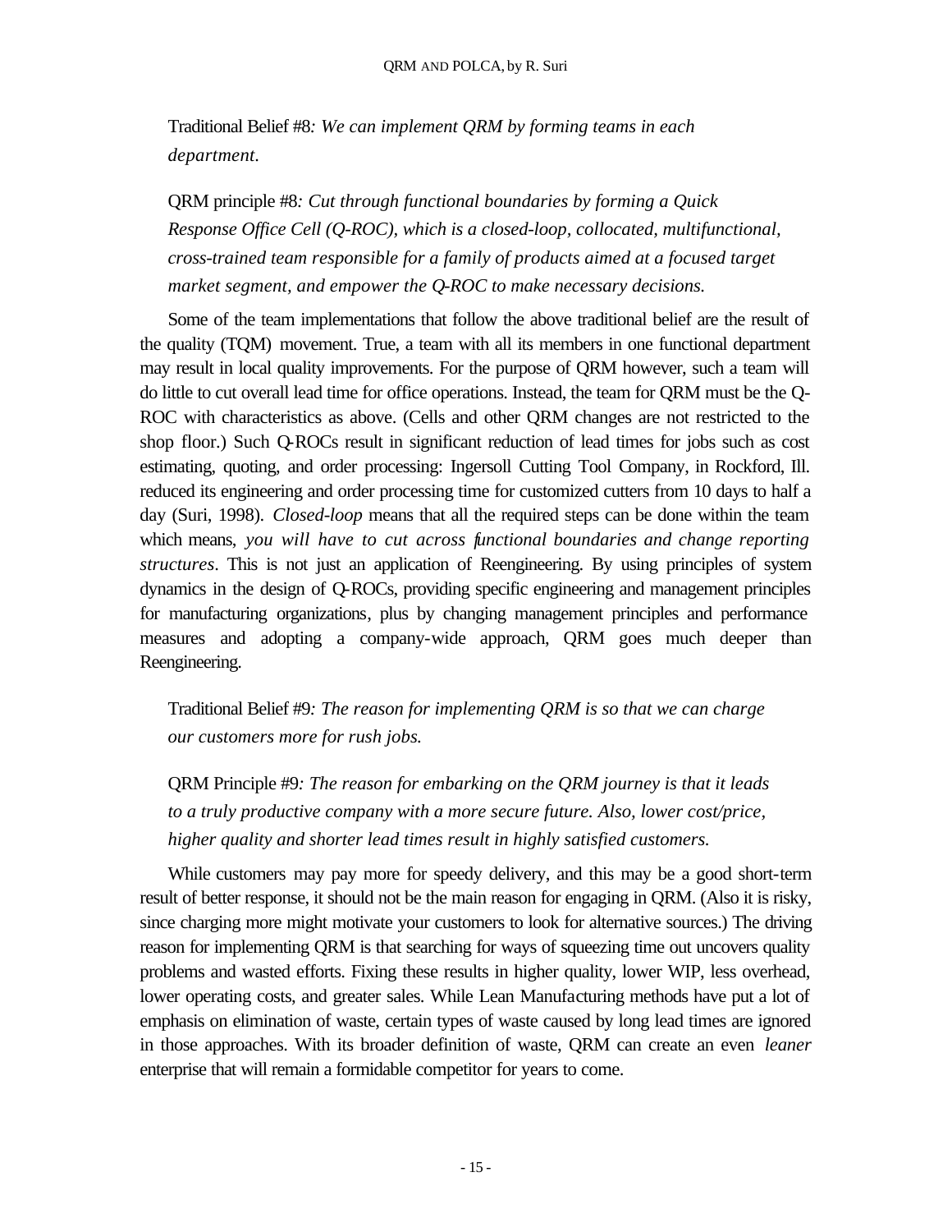Traditional Belief #8*: We can implement QRM by forming teams in each department.*

QRM principle #8*: Cut through functional boundaries by forming a Quick Response Office Cell (Q-ROC), which is a closed-loop, collocated, multifunctional, cross-trained team responsible for a family of products aimed at a focused target market segment, and empower the Q-ROC to make necessary decisions.*

Some of the team implementations that follow the above traditional belief are the result of the quality (TQM) movement. True, a team with all its members in one functional department may result in local quality improvements. For the purpose of QRM however, such a team will do little to cut overall lead time for office operations. Instead, the team for QRM must be the Q-ROC with characteristics as above. (Cells and other QRM changes are not restricted to the shop floor.) Such Q-ROCs result in significant reduction of lead times for jobs such as cost estimating, quoting, and order processing: Ingersoll Cutting Tool Company, in Rockford, Ill. reduced its engineering and order processing time for customized cutters from 10 days to half a day (Suri, 1998). *Closed-loop* means that all the required steps can be done within the team which means, *you will have to cut across functional boundaries and change reporting structures*. This is not just an application of Reengineering. By using principles of system dynamics in the design of Q-ROCs, providing specific engineering and management principles for manufacturing organizations, plus by changing management principles and performance measures and adopting a company-wide approach, QRM goes much deeper than Reengineering.

Traditional Belief #9*: The reason for implementing QRM is so that we can charge our customers more for rush jobs.*

QRM Principle #9*: The reason for embarking on the QRM journey is that it leads to a truly productive company with a more secure future. Also, lower cost/price, higher quality and shorter lead times result in highly satisfied customers.*

While customers may pay more for speedy delivery, and this may be a good short-term result of better response, it should not be the main reason for engaging in QRM. (Also it is risky, since charging more might motivate your customers to look for alternative sources.) The driving reason for implementing QRM is that searching for ways of squeezing time out uncovers quality problems and wasted efforts. Fixing these results in higher quality, lower WIP, less overhead, lower operating costs, and greater sales. While Lean Manufacturing methods have put a lot of emphasis on elimination of waste, certain types of waste caused by long lead times are ignored in those approaches. With its broader definition of waste, QRM can create an even *leaner* enterprise that will remain a formidable competitor for years to come.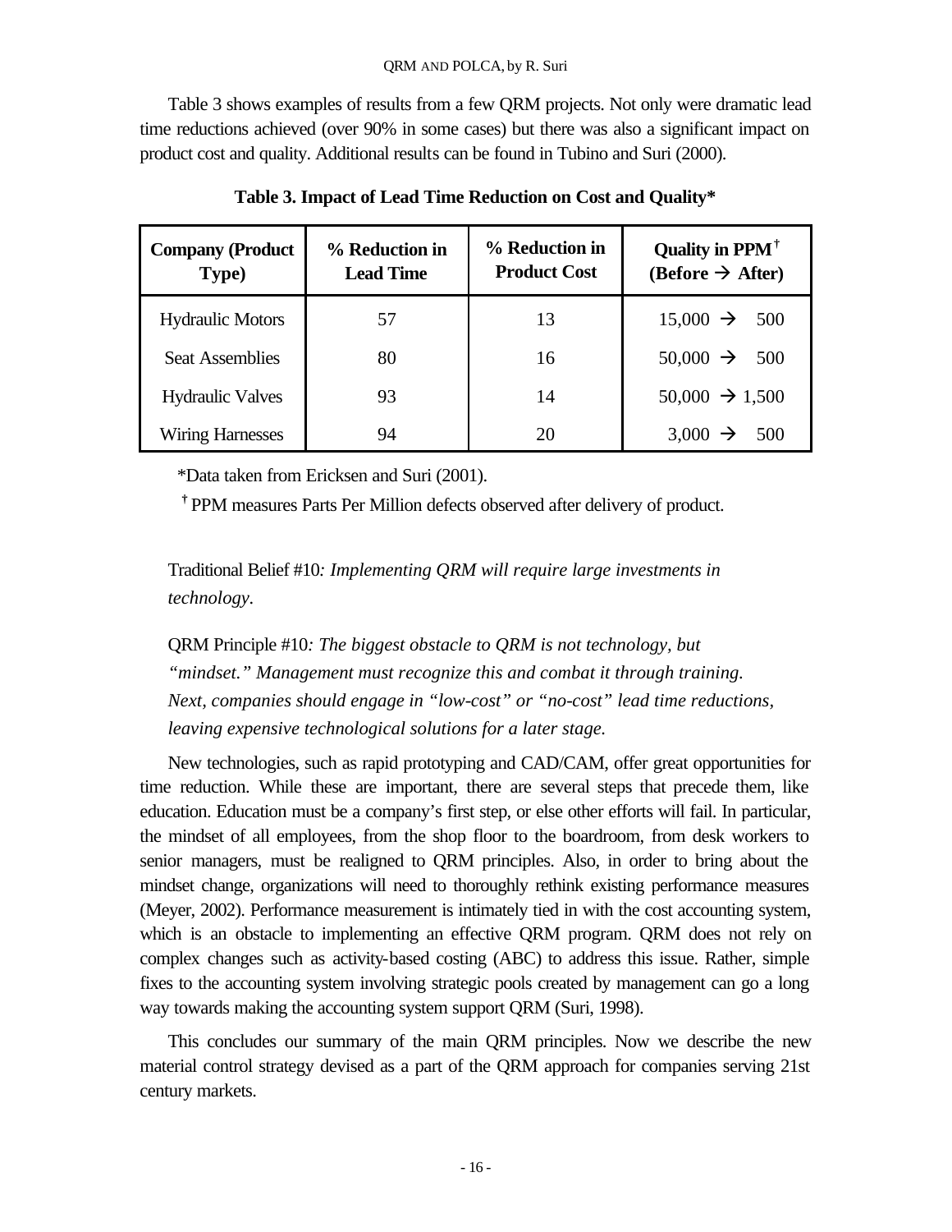Table 3 shows examples of results from a few QRM projects. Not only were dramatic lead time reductions achieved (over 90% in some cases) but there was also a significant impact on product cost and quality. Additional results can be found in Tubino and Suri (2000).

**Table 3. Impact of Lead Time Reduction on Cost and Quality***

| Company (Product Type) | % Reduction in Lead Time | % Reduction in Product Cost | Quality in PPM† (Before → After) |
|---|---|---|---|
| Hydraulic Motors | 57 | 13 | 15,000 → 500 |
| Seat Assemblies | 80 | 16 | 50,000 → 500 |
| Hydraulic Valves | 93 | 14 | 50,000 → 1,500 |
| Wiring Harnesses | 94 | 20 | 3,000 → 500 |

*Data taken from Ericksen and Suri (2001).

† PPM measures Parts Per Million defects observed after delivery of product.

Traditional Belief #10*: Implementing QRM will require large investments in technology.*

QRM Principle #10*: The biggest obstacle to QRM is not technology, but "mindset." Management must recognize this and combat it through training. Next, companies should engage in "low-cost" or "no-cost" lead time reductions, leaving expensive technological solutions for a later stage.*

New technologies, such as rapid prototyping and CAD/CAM, offer great opportunities for time reduction. While these are important, there are several steps that precede them, like education. Education must be a company's first step, or else other efforts will fail. In particular, the mindset of all employees, from the shop floor to the boardroom, from desk workers to senior managers, must be realigned to QRM principles. Also, in order to bring about the mindset change, organizations will need to thoroughly rethink existing performance measures (Meyer, 2002). Performance measurement is intimately tied in with the cost accounting system, which is an obstacle to implementing an effective QRM program. QRM does not rely on complex changes such as activity-based costing (ABC) to address this issue. Rather, simple fixes to the accounting system involving strategic pools created by management can go a long way towards making the accounting system support QRM (Suri, 1998).

This concludes our summary of the main QRM principles. Now we describe the new material control strategy devised as a part of the QRM approach for companies serving 21st century markets.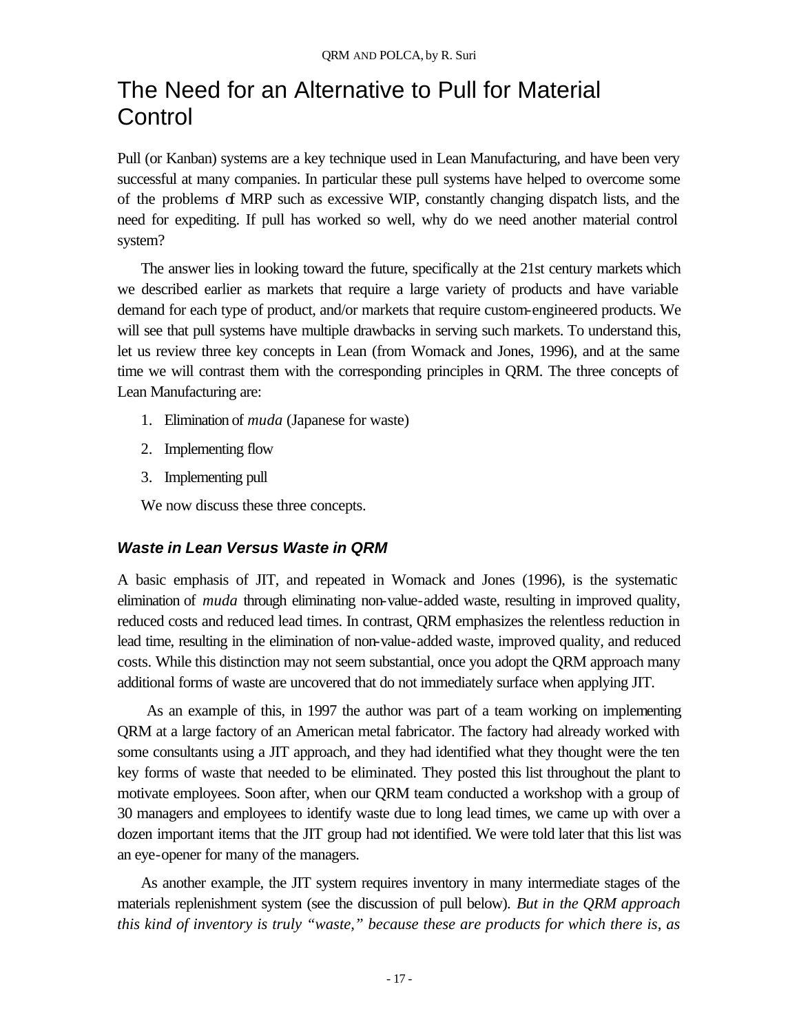# The Need for an Alternative to Pull for Material Control

Pull (or Kanban) systems are a key technique used in Lean Manufacturing, and have been very successful at many companies. In particular these pull systems have helped to overcome some of the problems of MRP such as excessive WIP, constantly changing dispatch lists, and the need for expediting. If pull has worked so well, why do we need another material control system?

The answer lies in looking toward the future, specifically at the 21st century markets which we described earlier as markets that require a large variety of products and have variable demand for each type of product, and/or markets that require custom-engineered products. We will see that pull systems have multiple drawbacks in serving such markets. To understand this, let us review three key concepts in Lean (from Womack and Jones, 1996), and at the same time we will contrast them with the corresponding principles in QRM. The three concepts of Lean Manufacturing are:

1. Elimination of *muda* (Japanese for waste)
2. Implementing flow
3. Implementing pull

We now discuss these three concepts.

### *Waste in Lean Versus Waste in QRM*

A basic emphasis of JIT, and repeated in Womack and Jones (1996), is the systematic elimination of *muda* through eliminating non-value-added waste, resulting in improved quality, reduced costs and reduced lead times. In contrast, QRM emphasizes the relentless reduction in lead time, resulting in the elimination of non-value-added waste, improved quality, and reduced costs. While this distinction may not seem substantial, once you adopt the QRM approach many additional forms of waste are uncovered that do not immediately surface when applying JIT.

As an example of this, in 1997 the author was part of a team working on implementing QRM at a large factory of an American metal fabricator. The factory had already worked with some consultants using a JIT approach, and they had identified what they thought were the ten key forms of waste that needed to be eliminated. They posted this list throughout the plant to motivate employees. Soon after, when our QRM team conducted a workshop with a group of 30 managers and employees to identify waste due to long lead times, we came up with over a dozen important items that the JIT group had not identified. We were told later that this list was an eye-opener for many of the managers.

As another example, the JIT system requires inventory in many intermediate stages of the materials replenishment system (see the discussion of pull below). *But in the QRM approach this kind of inventory is truly "waste," because these are products for which there is, as*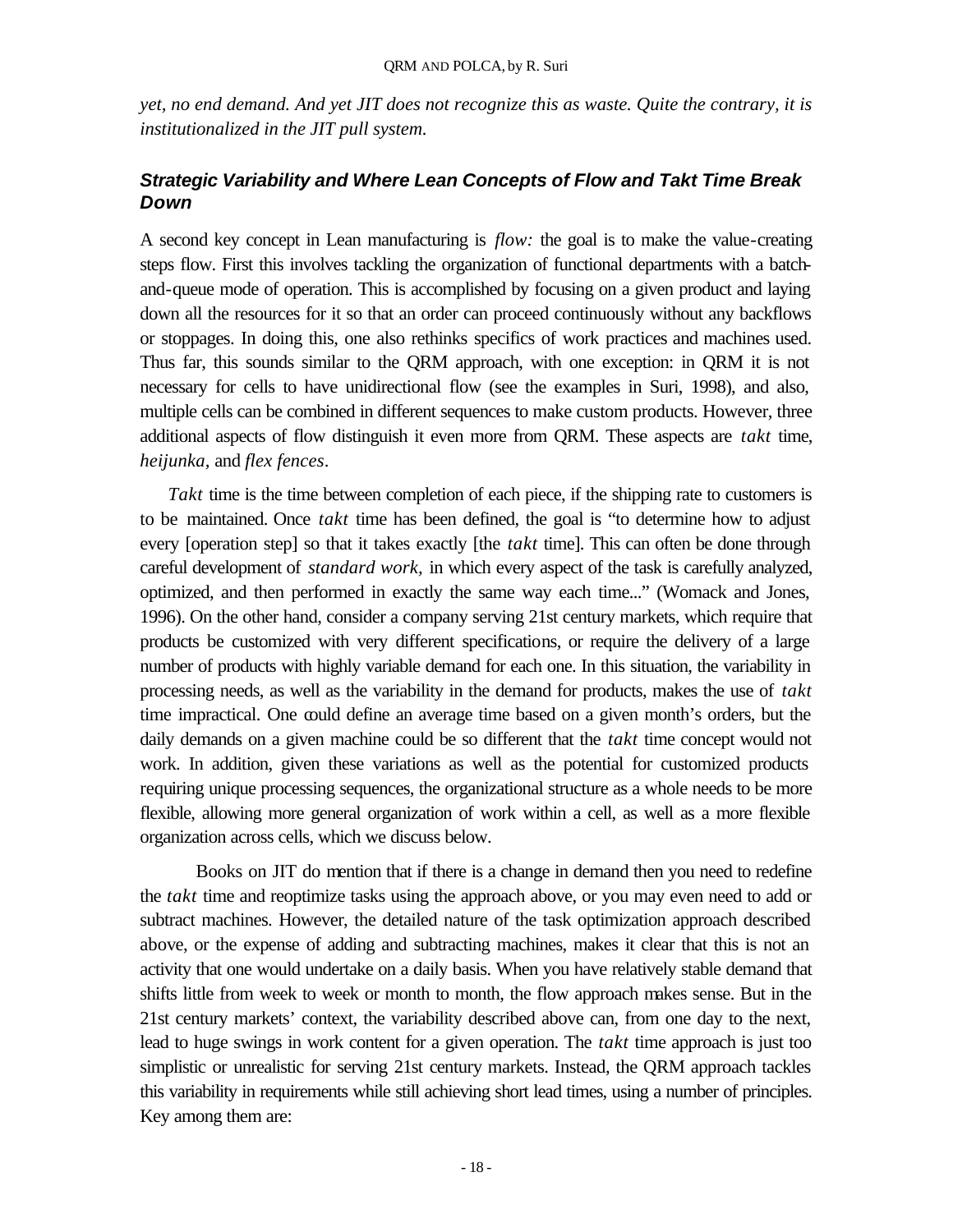*yet, no end demand. And yet JIT does not recognize this as waste. Quite the contrary, it is institutionalized in the JIT pull system.*

### ***Strategic Variability and Where Lean Concepts of Flow and Takt Time Break Down***

A second key concept in Lean manufacturing is *flow:* the goal is to make the value-creating steps flow. First this involves tackling the organization of functional departments with a batch-and-queue mode of operation. This is accomplished by focusing on a given product and laying down all the resources for it so that an order can proceed continuously without any backflows or stoppages. In doing this, one also rethinks specifics of work practices and machines used. Thus far, this sounds similar to the QRM approach, with one exception: in QRM it is not necessary for cells to have unidirectional flow (see the examples in Suri, 1998), and also, multiple cells can be combined in different sequences to make custom products. However, three additional aspects of flow distinguish it even more from QRM. These aspects are *takt* time, *heijunka,* and *flex fences*.

*Takt* time is the time between completion of each piece, if the shipping rate to customers is to be maintained. Once *takt* time has been defined, the goal is "to determine how to adjust every [operation step] so that it takes exactly [the *takt* time]. This can often be done through careful development of *standard work,* in which every aspect of the task is carefully analyzed, optimized, and then performed in exactly the same way each time..." (Womack and Jones, 1996). On the other hand, consider a company serving 21st century markets, which require that products be customized with very different specifications, or require the delivery of a large number of products with highly variable demand for each one. In this situation, the variability in processing needs, as well as the variability in the demand for products, makes the use of *takt* time impractical. One could define an average time based on a given month's orders, but the daily demands on a given machine could be so different that the *takt* time concept would not work. In addition, given these variations as well as the potential for customized products requiring unique processing sequences, the organizational structure as a whole needs to be more flexible, allowing more general organization of work within a cell, as well as a more flexible organization across cells, which we discuss below.

Books on JIT do mention that if there is a change in demand then you need to redefine the *takt* time and reoptimize tasks using the approach above, or you may even need to add or subtract machines. However, the detailed nature of the task optimization approach described above, or the expense of adding and subtracting machines, makes it clear that this is not an activity that one would undertake on a daily basis. When you have relatively stable demand that shifts little from week to week or month to month, the flow approach makes sense. But in the 21st century markets' context, the variability described above can, from one day to the next, lead to huge swings in work content for a given operation. The *takt* time approach is just too simplistic or unrealistic for serving 21st century markets. Instead, the QRM approach tackles this variability in requirements while still achieving short lead times, using a number of principles. Key among them are: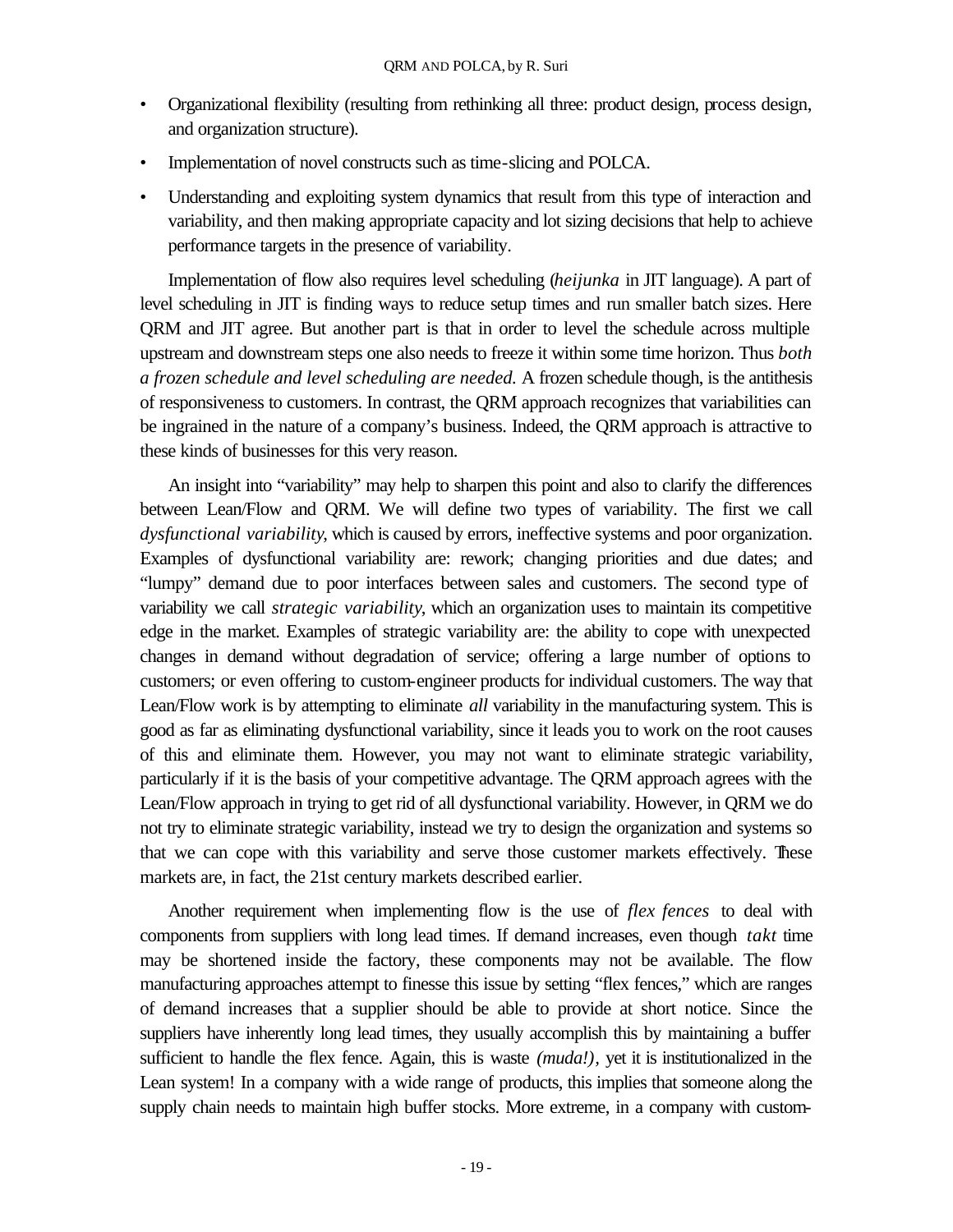- Organizational flexibility (resulting from rethinking all three: product design, process design, and organization structure).
- Implementation of novel constructs such as time-slicing and POLCA.
- Understanding and exploiting system dynamics that result from this type of interaction and variability, and then making appropriate capacity and lot sizing decisions that help to achieve performance targets in the presence of variability.

Implementation of flow also requires level scheduling (*heijunka* in JIT language). A part of level scheduling in JIT is finding ways to reduce setup times and run smaller batch sizes. Here QRM and JIT agree. But another part is that in order to level the schedule across multiple upstream and downstream steps one also needs to freeze it within some time horizon. Thus *both a frozen schedule and level scheduling are needed.* A frozen schedule though, is the antithesis of responsiveness to customers. In contrast, the QRM approach recognizes that variabilities can be ingrained in the nature of a company's business. Indeed, the QRM approach is attractive to these kinds of businesses for this very reason.

An insight into "variability" may help to sharpen this point and also to clarify the differences between Lean/Flow and QRM. We will define two types of variability. The first we call *dysfunctional variability*, which is caused by errors, ineffective systems and poor organization. Examples of dysfunctional variability are: rework; changing priorities and due dates; and "lumpy" demand due to poor interfaces between sales and customers. The second type of variability we call *strategic variability*, which an organization uses to maintain its competitive edge in the market. Examples of strategic variability are: the ability to cope with unexpected changes in demand without degradation of service; offering a large number of options to customers; or even offering to custom-engineer products for individual customers. The way that Lean/Flow work is by attempting to eliminate *all* variability in the manufacturing system. This is good as far as eliminating dysfunctional variability, since it leads you to work on the root causes of this and eliminate them. However, you may not want to eliminate strategic variability, particularly if it is the basis of your competitive advantage. The QRM approach agrees with the Lean/Flow approach in trying to get rid of all dysfunctional variability. However, in QRM we do not try to eliminate strategic variability, instead we try to design the organization and systems so that we can cope with this variability and serve those customer markets effectively. These markets are, in fact, the 21st century markets described earlier.

Another requirement when implementing flow is the use of *flex fences* to deal with components from suppliers with long lead times. If demand increases, even though *takt* time may be shortened inside the factory, these components may not be available. The flow manufacturing approaches attempt to finesse this issue by setting "flex fences," which are ranges of demand increases that a supplier should be able to provide at short notice. Since the suppliers have inherently long lead times, they usually accomplish this by maintaining a buffer sufficient to handle the flex fence. Again, this is waste *(muda!)*, yet it is institutionalized in the Lean system! In a company with a wide range of products, this implies that someone along the supply chain needs to maintain high buffer stocks. More extreme, in a company with custom-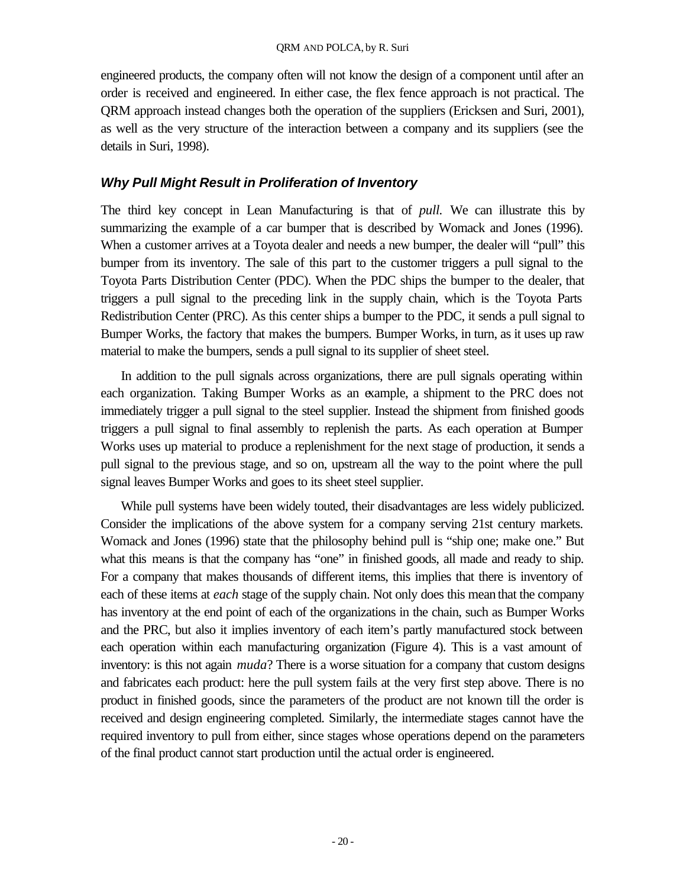engineered products, the company often will not know the design of a component until after an order is received and engineered. In either case, the flex fence approach is not practical. The QRM approach instead changes both the operation of the suppliers (Ericksen and Suri, 2001), as well as the very structure of the interaction between a company and its suppliers (see the details in Suri, 1998).

### *Why Pull Might Result in Proliferation of Inventory*

The third key concept in Lean Manufacturing is that of *pull*. We can illustrate this by summarizing the example of a car bumper that is described by Womack and Jones (1996). When a customer arrives at a Toyota dealer and needs a new bumper, the dealer will "pull" this bumper from its inventory. The sale of this part to the customer triggers a pull signal to the Toyota Parts Distribution Center (PDC). When the PDC ships the bumper to the dealer, that triggers a pull signal to the preceding link in the supply chain, which is the Toyota Parts Redistribution Center (PRC). As this center ships a bumper to the PDC, it sends a pull signal to Bumper Works, the factory that makes the bumpers. Bumper Works, in turn, as it uses up raw material to make the bumpers, sends a pull signal to its supplier of sheet steel.

In addition to the pull signals across organizations, there are pull signals operating within each organization. Taking Bumper Works as an example, a shipment to the PRC does not immediately trigger a pull signal to the steel supplier. Instead the shipment from finished goods triggers a pull signal to final assembly to replenish the parts. As each operation at Bumper Works uses up material to produce a replenishment for the next stage of production, it sends a pull signal to the previous stage, and so on, upstream all the way to the point where the pull signal leaves Bumper Works and goes to its sheet steel supplier.

While pull systems have been widely touted, their disadvantages are less widely publicized. Consider the implications of the above system for a company serving 21st century markets. Womack and Jones (1996) state that the philosophy behind pull is "ship one; make one." But what this means is that the company has "one" in finished goods, all made and ready to ship. For a company that makes thousands of different items, this implies that there is inventory of each of these items at *each* stage of the supply chain. Not only does this mean that the company has inventory at the end point of each of the organizations in the chain, such as Bumper Works and the PRC, but also it implies inventory of each item's partly manufactured stock between each operation within each manufacturing organization (Figure 4). This is a vast amount of inventory: is this not again *muda*? There is a worse situation for a company that custom designs and fabricates each product: here the pull system fails at the very first step above. There is no product in finished goods, since the parameters of the product are not known till the order is received and design engineering completed. Similarly, the intermediate stages cannot have the required inventory to pull from either, since stages whose operations depend on the parameters of the final product cannot start production until the actual order is engineered.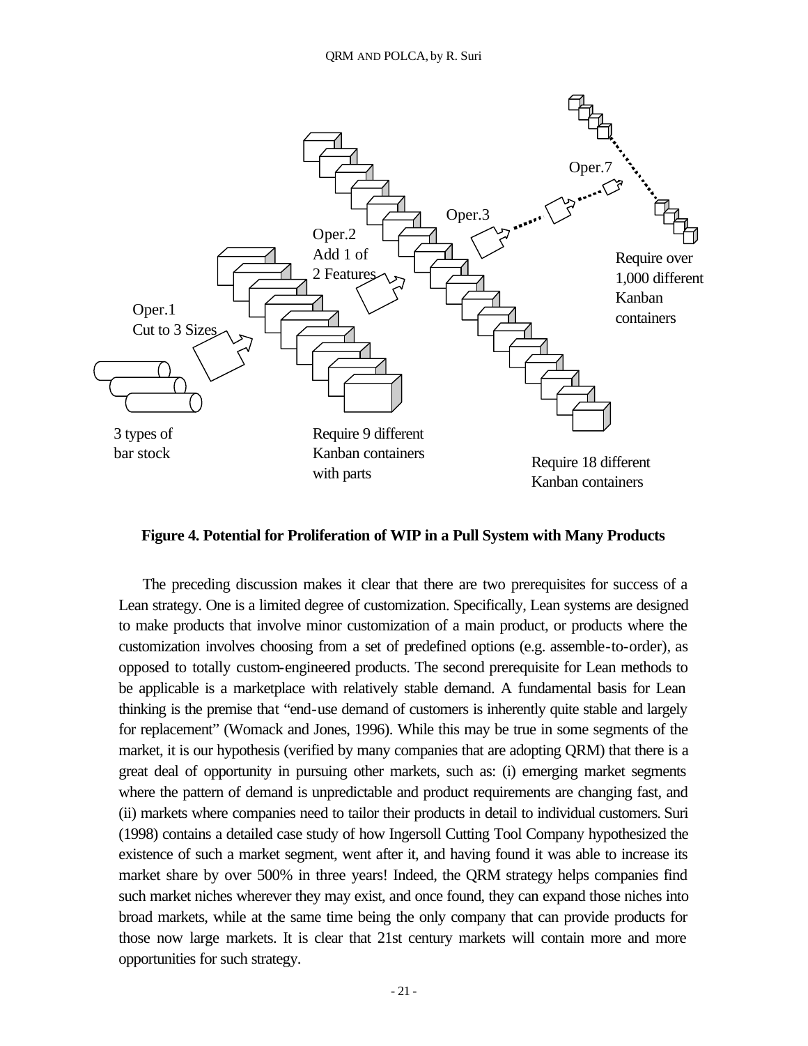Oper.1
Cut to 3 Sizes

3 types of bar stock

Oper.2
Add 1 of 2 Features

Require 9 different Kanban containers with parts

Oper.3

Require 18 different Kanban containers

Oper.7

Require over 1,000 different Kanban containers

**Figure 4. Potential for Proliferation of WIP in a Pull System with Many Products**

The preceding discussion makes it clear that there are two prerequisites for success of a Lean strategy. One is a limited degree of customization. Specifically, Lean systems are designed to make products that involve minor customization of a main product, or products where the customization involves choosing from a set of predefined options (e.g. assemble-to-order), as opposed to totally custom-engineered products. The second prerequisite for Lean methods to be applicable is a marketplace with relatively stable demand. A fundamental basis for Lean thinking is the premise that "end-use demand of customers is inherently quite stable and largely for replacement" (Womack and Jones, 1996). While this may be true in some segments of the market, it is our hypothesis (verified by many companies that are adopting QRM) that there is a great deal of opportunity in pursuing other markets, such as: (i) emerging market segments where the pattern of demand is unpredictable and product requirements are changing fast, and (ii) markets where companies need to tailor their products in detail to individual customers. Suri (1998) contains a detailed case study of how Ingersoll Cutting Tool Company hypothesized the existence of such a market segment, went after it, and having found it was able to increase its market share by over 500% in three years! Indeed, the QRM strategy helps companies find such market niches wherever they may exist, and once found, they can expand those niches into broad markets, while at the same time being the only company that can provide products for those now large markets. It is clear that 21st century markets will contain more and more opportunities for such strategy.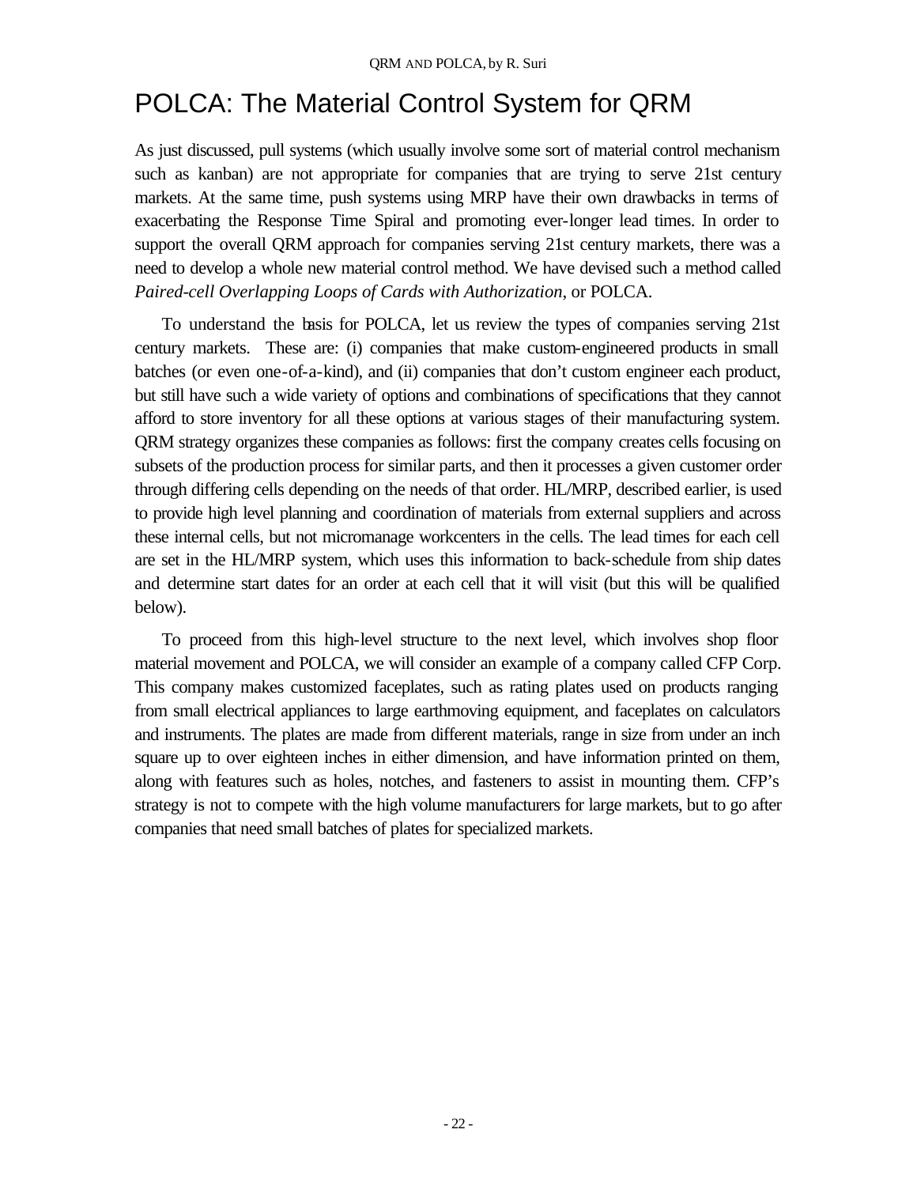# POLCA: The Material Control System for QRM

As just discussed, pull systems (which usually involve some sort of material control mechanism such as kanban) are not appropriate for companies that are trying to serve 21st century markets. At the same time, push systems using MRP have their own drawbacks in terms of exacerbating the Response Time Spiral and promoting ever-longer lead times. In order to support the overall QRM approach for companies serving 21st century markets, there was a need to develop a whole new material control method. We have devised such a method called *Paired-cell Overlapping Loops of Cards with Authorization*, or POLCA.

To understand the basis for POLCA, let us review the types of companies serving 21st century markets. These are: (i) companies that make custom-engineered products in small batches (or even one-of-a-kind), and (ii) companies that don't custom engineer each product, but still have such a wide variety of options and combinations of specifications that they cannot afford to store inventory for all these options at various stages of their manufacturing system. QRM strategy organizes these companies as follows: first the company creates cells focusing on subsets of the production process for similar parts, and then it processes a given customer order through differing cells depending on the needs of that order. HL/MRP, described earlier, is used to provide high level planning and coordination of materials from external suppliers and across these internal cells, but not micromanage workcenters in the cells. The lead times for each cell are set in the HL/MRP system, which uses this information to back-schedule from ship dates and determine start dates for an order at each cell that it will visit (but this will be qualified below).

To proceed from this high-level structure to the next level, which involves shop floor material movement and POLCA, we will consider an example of a company called CFP Corp. This company makes customized faceplates, such as rating plates used on products ranging from small electrical appliances to large earthmoving equipment, and faceplates on calculators and instruments. The plates are made from different materials, range in size from under an inch square up to over eighteen inches in either dimension, and have information printed on them, along with features such as holes, notches, and fasteners to assist in mounting them. CFP's strategy is not to compete with the high volume manufacturers for large markets, but to go after companies that need small batches of plates for specialized markets.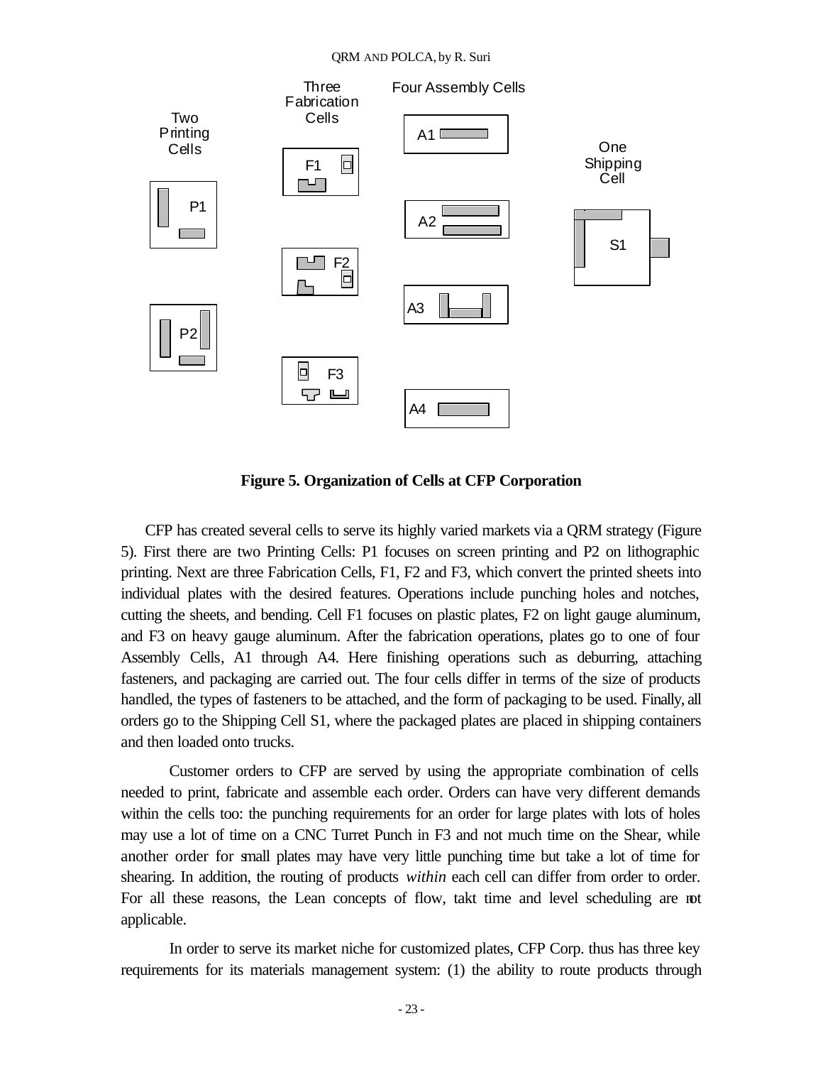**Figure 5. Organization of Cells at CFP Corporation**

CFP has created several cells to serve its highly varied markets via a QRM strategy (Figure 5). First there are two Printing Cells: P1 focuses on screen printing and P2 on lithographic printing. Next are three Fabrication Cells, F1, F2 and F3, which convert the printed sheets into individual plates with the desired features. Operations include punching holes and notches, cutting the sheets, and bending. Cell F1 focuses on plastic plates, F2 on light gauge aluminum, and F3 on heavy gauge aluminum. After the fabrication operations, plates go to one of four Assembly Cells, A1 through A4. Here finishing operations such as deburring, attaching fasteners, and packaging are carried out. The four cells differ in terms of the size of products handled, the types of fasteners to be attached, and the form of packaging to be used. Finally, all orders go to the Shipping Cell S1, where the packaged plates are placed in shipping containers and then loaded onto trucks.

Customer orders to CFP are served by using the appropriate combination of cells needed to print, fabricate and assemble each order. Orders can have very different demands within the cells too: the punching requirements for an order for large plates with lots of holes may use a lot of time on a CNC Turret Punch in F3 and not much time on the Shear, while another order for small plates may have very little punching time but take a lot of time for shearing. In addition, the routing of products *within* each cell can differ from order to order. For all these reasons, the Lean concepts of flow, takt time and level scheduling are not applicable.

In order to serve its market niche for customized plates, CFP Corp. thus has three key requirements for its materials management system: (1) the ability to route products through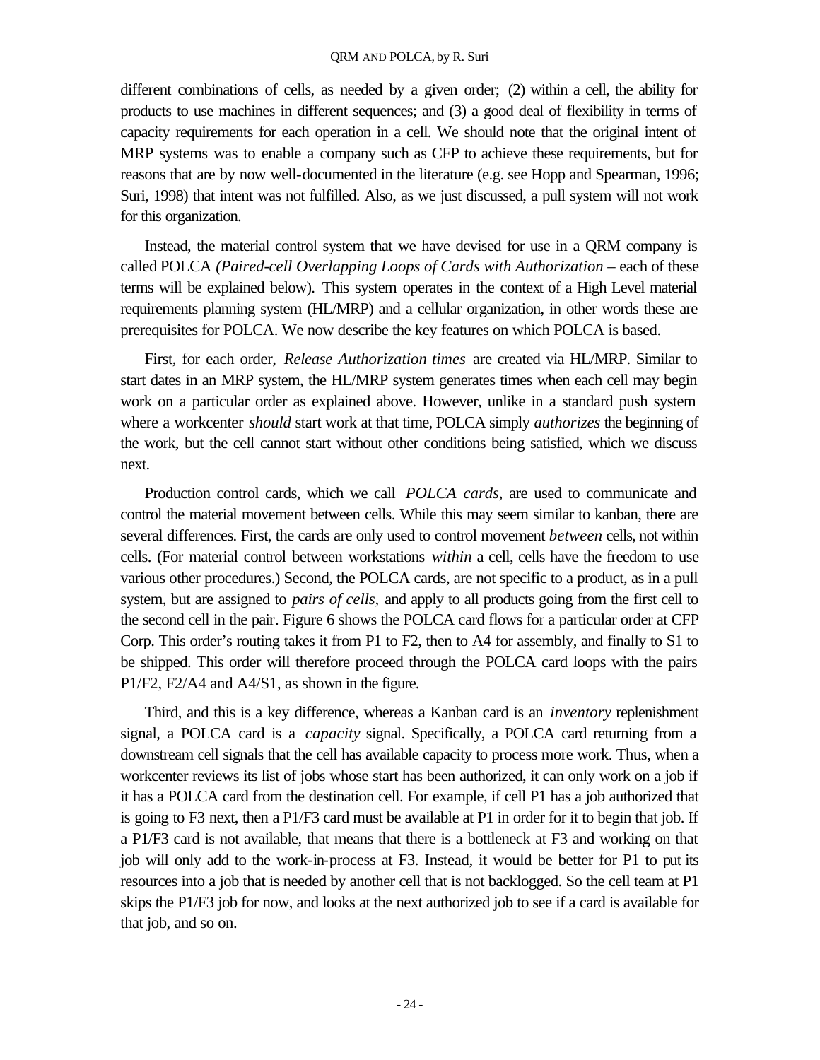different combinations of cells, as needed by a given order; (2) within a cell, the ability for products to use machines in different sequences; and (3) a good deal of flexibility in terms of capacity requirements for each operation in a cell. We should note that the original intent of MRP systems was to enable a company such as CFP to achieve these requirements, but for reasons that are by now well-documented in the literature (e.g. see Hopp and Spearman, 1996; Suri, 1998) that intent was not fulfilled. Also, as we just discussed, a pull system will not work for this organization.

Instead, the material control system that we have devised for use in a QRM company is called POLCA *(Paired-cell Overlapping Loops of Cards with Authorization* – each of these terms will be explained below). This system operates in the context of a High Level material requirements planning system (HL/MRP) and a cellular organization, in other words these are prerequisites for POLCA. We now describe the key features on which POLCA is based.

First, for each order, *Release Authorization times* are created via HL/MRP. Similar to start dates in an MRP system, the HL/MRP system generates times when each cell may begin work on a particular order as explained above. However, unlike in a standard push system where a workcenter *should* start work at that time, POLCA simply *authorizes* the beginning of the work, but the cell cannot start without other conditions being satisfied, which we discuss next.

Production control cards, which we call *POLCA cards*, are used to communicate and control the material movement between cells. While this may seem similar to kanban, there are several differences. First, the cards are only used to control movement *between* cells, not within cells. (For material control between workstations *within* a cell, cells have the freedom to use various other procedures.) Second, the POLCA cards, are not specific to a product, as in a pull system, but are assigned to *pairs of cells,* and apply to all products going from the first cell to the second cell in the pair. Figure 6 shows the POLCA card flows for a particular order at CFP Corp. This order's routing takes it from P1 to F2, then to A4 for assembly, and finally to S1 to be shipped. This order will therefore proceed through the POLCA card loops with the pairs P1/F2, F2/A4 and A4/S1, as shown in the figure.

Third, and this is a key difference, whereas a Kanban card is an *inventory* replenishment signal, a POLCA card is a *capacity* signal. Specifically, a POLCA card returning from a downstream cell signals that the cell has available capacity to process more work. Thus, when a workcenter reviews its list of jobs whose start has been authorized, it can only work on a job if it has a POLCA card from the destination cell. For example, if cell P1 has a job authorized that is going to F3 next, then a P1/F3 card must be available at P1 in order for it to begin that job. If a P1/F3 card is not available, that means that there is a bottleneck at F3 and working on that job will only add to the work-in-process at F3. Instead, it would be better for P1 to put its resources into a job that is needed by another cell that is not backlogged. So the cell team at P1 skips the P1/F3 job for now, and looks at the next authorized job to see if a card is available for that job, and so on.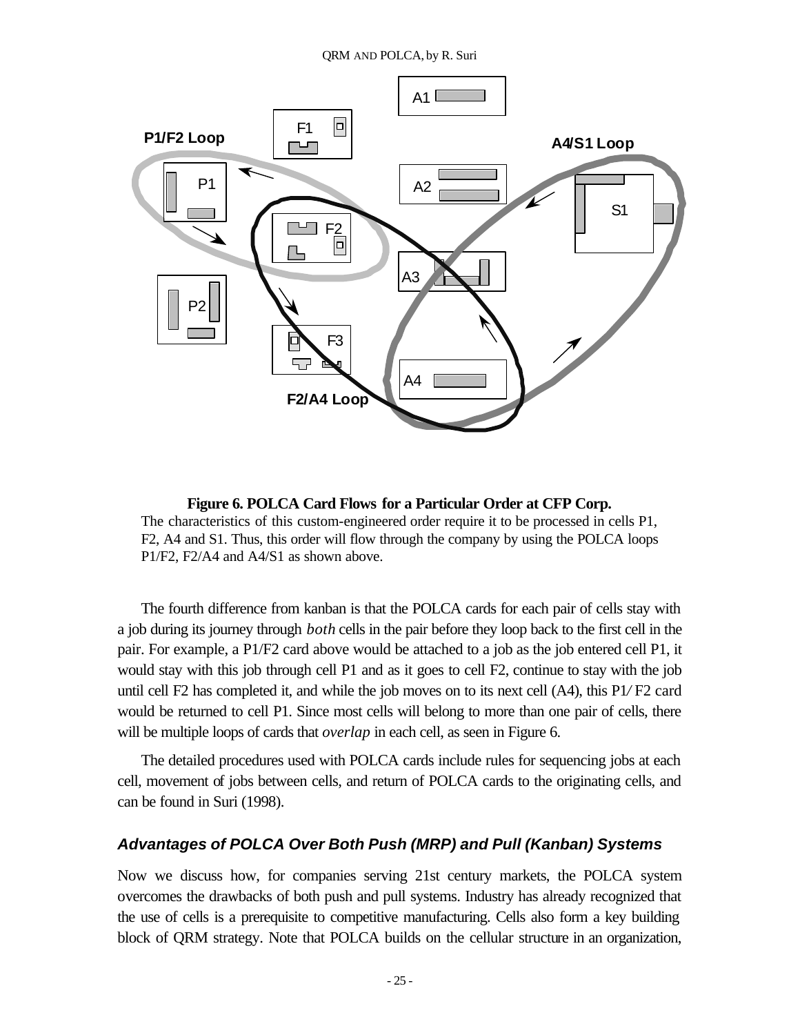**Figure 6. POLCA Card Flows for a Particular Order at CFP Corp.**

The characteristics of this custom-engineered order require it to be processed in cells P1, F2, A4 and S1. Thus, this order will flow through the company by using the POLCA loops P1/F2, F2/A4 and A4/S1 as shown above.

The fourth difference from kanban is that the POLCA cards for each pair of cells stay with a job during its journey through *both* cells in the pair before they loop back to the first cell in the pair. For example, a P1/F2 card above would be attached to a job as the job entered cell P1, it would stay with this job through cell P1 and as it goes to cell F2, continue to stay with the job until cell F2 has completed it, and while the job moves on to its next cell (A4), this P1/F2 card would be returned to cell P1. Since most cells will belong to more than one pair of cells, there will be multiple loops of cards that *overlap* in each cell, as seen in Figure 6.

The detailed procedures used with POLCA cards include rules for sequencing jobs at each cell, movement of jobs between cells, and return of POLCA cards to the originating cells, and can be found in Suri (1998).

### *Advantages of POLCA Over Both Push (MRP) and Pull (Kanban) Systems*

Now we discuss how, for companies serving 21st century markets, the POLCA system overcomes the drawbacks of both push and pull systems. Industry has already recognized that the use of cells is a prerequisite to competitive manufacturing. Cells also form a key building block of QRM strategy. Note that POLCA builds on the cellular structure in an organization,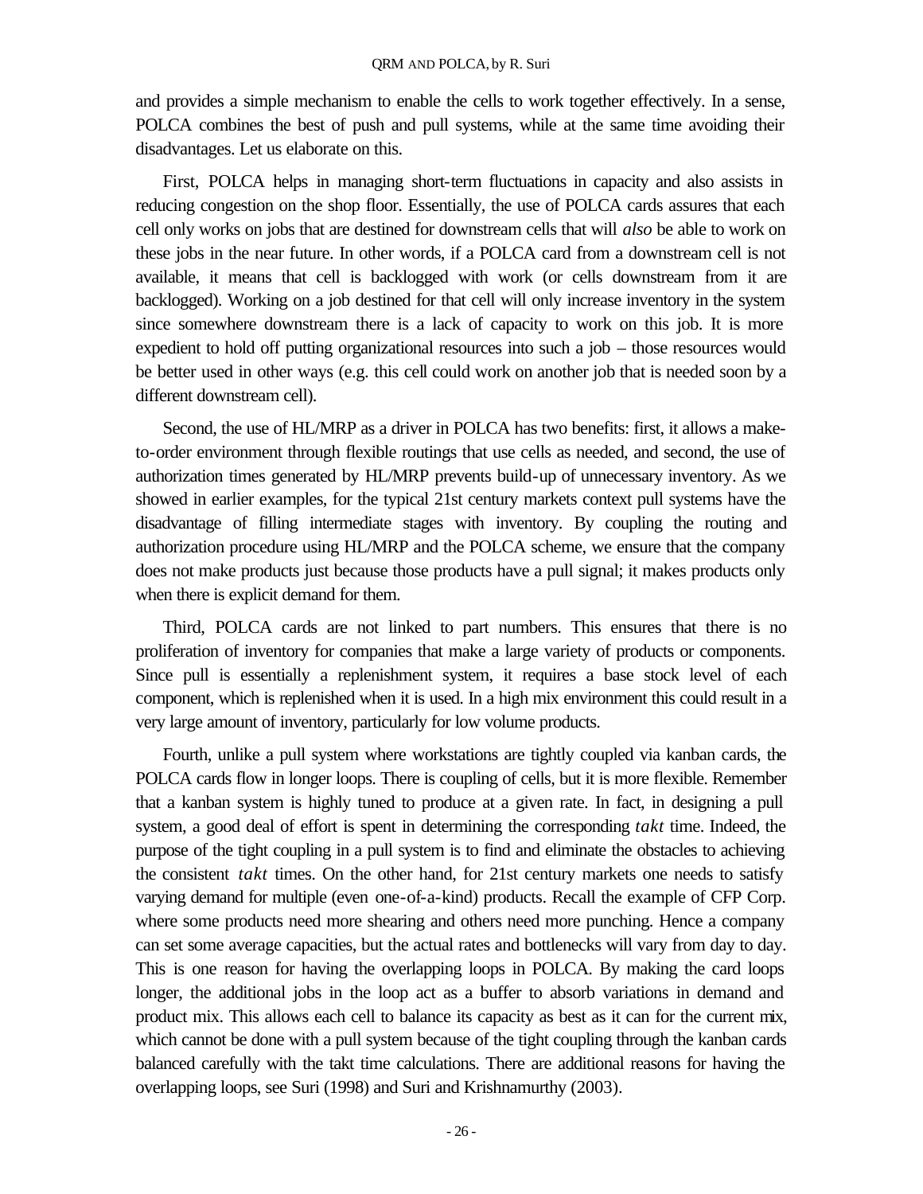and provides a simple mechanism to enable the cells to work together effectively. In a sense, POLCA combines the best of push and pull systems, while at the same time avoiding their disadvantages. Let us elaborate on this.

First, POLCA helps in managing short-term fluctuations in capacity and also assists in reducing congestion on the shop floor. Essentially, the use of POLCA cards assures that each cell only works on jobs that are destined for downstream cells that will *also* be able to work on these jobs in the near future. In other words, if a POLCA card from a downstream cell is not available, it means that cell is backlogged with work (or cells downstream from it are backlogged). Working on a job destined for that cell will only increase inventory in the system since somewhere downstream there is a lack of capacity to work on this job. It is more expedient to hold off putting organizational resources into such a job – those resources would be better used in other ways (e.g. this cell could work on another job that is needed soon by a different downstream cell).

Second, the use of HL/MRP as a driver in POLCA has two benefits: first, it allows a make-to-order environment through flexible routings that use cells as needed, and second, the use of authorization times generated by HL/MRP prevents build-up of unnecessary inventory. As we showed in earlier examples, for the typical 21st century markets context pull systems have the disadvantage of filling intermediate stages with inventory. By coupling the routing and authorization procedure using HL/MRP and the POLCA scheme, we ensure that the company does not make products just because those products have a pull signal; it makes products only when there is explicit demand for them.

Third, POLCA cards are not linked to part numbers. This ensures that there is no proliferation of inventory for companies that make a large variety of products or components. Since pull is essentially a replenishment system, it requires a base stock level of each component, which is replenished when it is used. In a high mix environment this could result in a very large amount of inventory, particularly for low volume products.

Fourth, unlike a pull system where workstations are tightly coupled via kanban cards, the POLCA cards flow in longer loops. There is coupling of cells, but it is more flexible. Remember that a kanban system is highly tuned to produce at a given rate. In fact, in designing a pull system, a good deal of effort is spent in determining the corresponding *takt* time. Indeed, the purpose of the tight coupling in a pull system is to find and eliminate the obstacles to achieving the consistent *takt* times. On the other hand, for 21st century markets one needs to satisfy varying demand for multiple (even one-of-a-kind) products. Recall the example of CFP Corp. where some products need more shearing and others need more punching. Hence a company can set some average capacities, but the actual rates and bottlenecks will vary from day to day. This is one reason for having the overlapping loops in POLCA. By making the card loops longer, the additional jobs in the loop act as a buffer to absorb variations in demand and product mix. This allows each cell to balance its capacity as best as it can for the current mix, which cannot be done with a pull system because of the tight coupling through the kanban cards balanced carefully with the takt time calculations. There are additional reasons for having the overlapping loops, see Suri (1998) and Suri and Krishnamurthy (2003).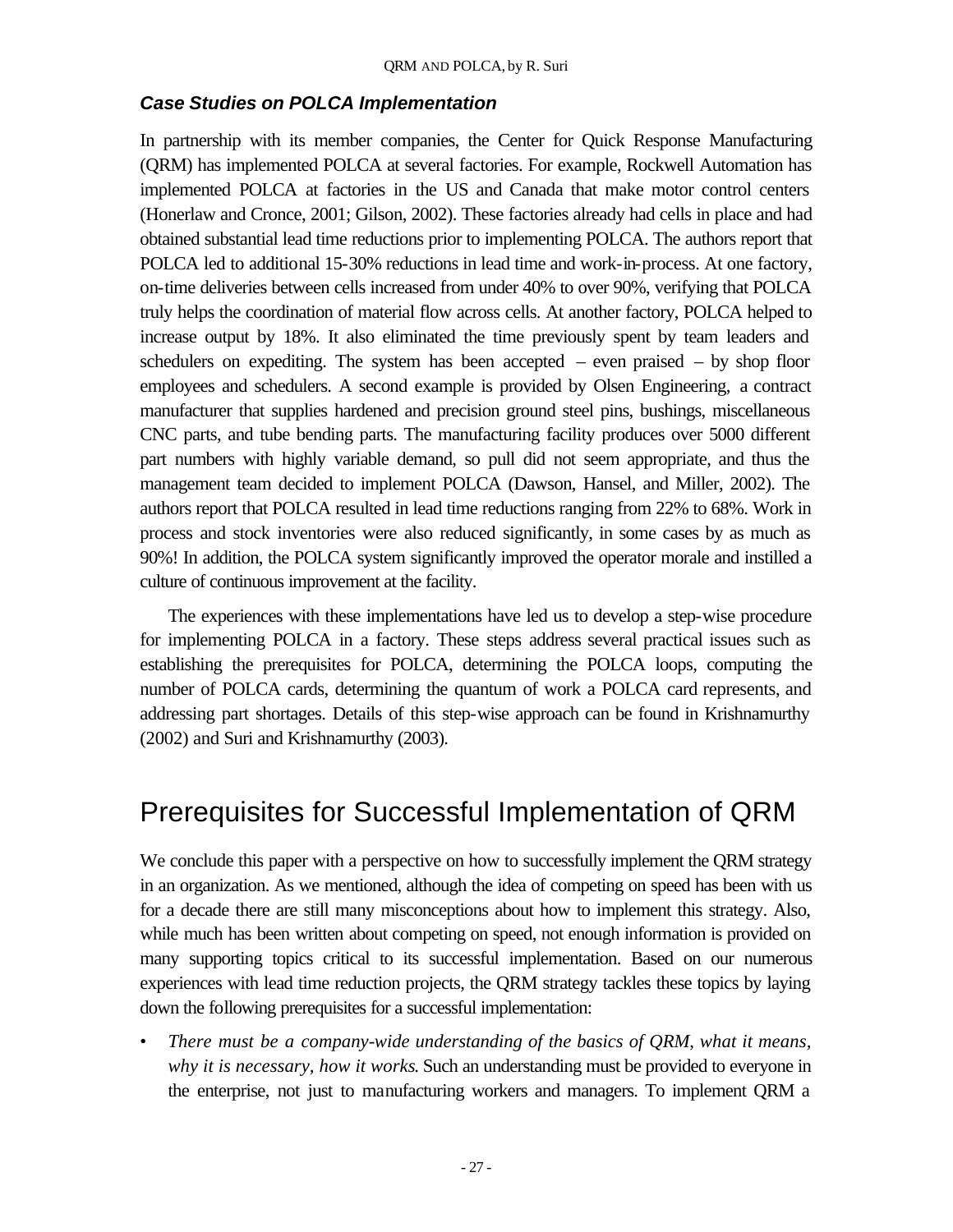### *Case Studies on POLCA Implementation*

In partnership with its member companies, the Center for Quick Response Manufacturing (QRM) has implemented POLCA at several factories. For example, Rockwell Automation has implemented POLCA at factories in the US and Canada that make motor control centers (Honerlaw and Cronce, 2001; Gilson, 2002). These factories already had cells in place and had obtained substantial lead time reductions prior to implementing POLCA. The authors report that POLCA led to additional 15-30% reductions in lead time and work-in-process. At one factory, on-time deliveries between cells increased from under 40% to over 90%, verifying that POLCA truly helps the coordination of material flow across cells. At another factory, POLCA helped to increase output by 18%. It also eliminated the time previously spent by team leaders and schedulers on expediting. The system has been accepted – even praised – by shop floor employees and schedulers. A second example is provided by Olsen Engineering, a contract manufacturer that supplies hardened and precision ground steel pins, bushings, miscellaneous CNC parts, and tube bending parts. The manufacturing facility produces over 5000 different part numbers with highly variable demand, so pull did not seem appropriate, and thus the management team decided to implement POLCA (Dawson, Hansel, and Miller, 2002). The authors report that POLCA resulted in lead time reductions ranging from 22% to 68%. Work in process and stock inventories were also reduced significantly, in some cases by as much as 90%! In addition, the POLCA system significantly improved the operator morale and instilled a culture of continuous improvement at the facility.

The experiences with these implementations have led us to develop a step-wise procedure for implementing POLCA in a factory. These steps address several practical issues such as establishing the prerequisites for POLCA, determining the POLCA loops, computing the number of POLCA cards, determining the quantum of work a POLCA card represents, and addressing part shortages. Details of this step-wise approach can be found in Krishnamurthy (2002) and Suri and Krishnamurthy (2003).

## Prerequisites for Successful Implementation of QRM

We conclude this paper with a perspective on how to successfully implement the QRM strategy in an organization. As we mentioned, although the idea of competing on speed has been with us for a decade there are still many misconceptions about how to implement this strategy. Also, while much has been written about competing on speed, not enough information is provided on many supporting topics critical to its successful implementation. Based on our numerous experiences with lead time reduction projects, the QRM strategy tackles these topics by laying down the following prerequisites for a successful implementation:

- *There must be a company-wide understanding of the basics of QRM, what it means, why it is necessary, how it works.* Such an understanding must be provided to everyone in the enterprise, not just to manufacturing workers and managers. To implement QRM a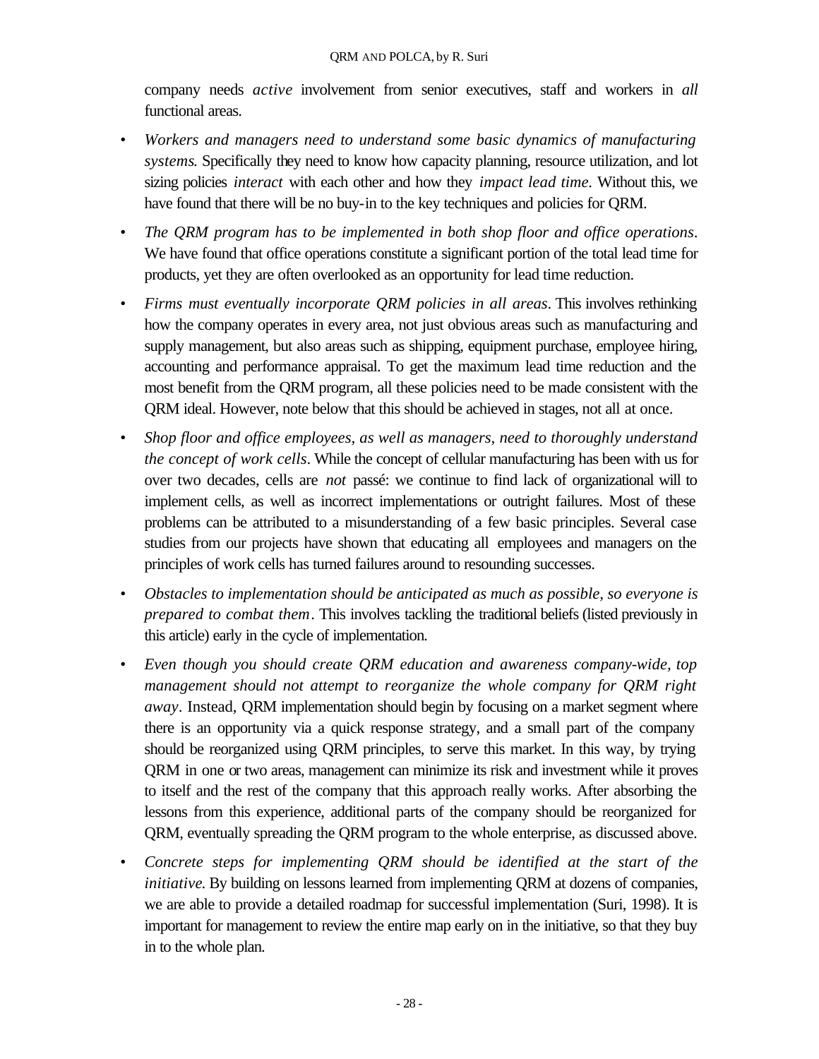company needs *active* involvement from senior executives, staff and workers in *all* functional areas.

- *Workers and managers need to understand some basic dynamics of manufacturing systems.* Specifically they need to know how capacity planning, resource utilization, and lot sizing policies *interact* with each other and how they *impact lead time*. Without this, we have found that there will be no buy-in to the key techniques and policies for QRM.
- *The QRM program has to be implemented in both shop floor and office operations.* We have found that office operations constitute a significant portion of the total lead time for products, yet they are often overlooked as an opportunity for lead time reduction.
- *Firms must eventually incorporate QRM policies in all areas*. This involves rethinking how the company operates in every area, not just obvious areas such as manufacturing and supply management, but also areas such as shipping, equipment purchase, employee hiring, accounting and performance appraisal. To get the maximum lead time reduction and the most benefit from the QRM program, all these policies need to be made consistent with the QRM ideal. However, note below that this should be achieved in stages, not all at once.
- *Shop floor and office employees, as well as managers, need to thoroughly understand the concept of work cells*. While the concept of cellular manufacturing has been with us for over two decades, cells are *not* passé: we continue to find lack of organizational will to implement cells, as well as incorrect implementations or outright failures. Most of these problems can be attributed to a misunderstanding of a few basic principles. Several case studies from our projects have shown that educating all employees and managers on the principles of work cells has turned failures around to resounding successes.
- *Obstacles to implementation should be anticipated as much as possible, so everyone is prepared to combat them*. This involves tackling the traditional beliefs (listed previously in this article) early in the cycle of implementation.
- *Even though you should create QRM education and awareness company-wide, top management should not attempt to reorganize the whole company for QRM right away*. Instead, QRM implementation should begin by focusing on a market segment where there is an opportunity via a quick response strategy, and a small part of the company should be reorganized using QRM principles, to serve this market. In this way, by trying QRM in one or two areas, management can minimize its risk and investment while it proves to itself and the rest of the company that this approach really works. After absorbing the lessons from this experience, additional parts of the company should be reorganized for QRM, eventually spreading the QRM program to the whole enterprise, as discussed above.
- *Concrete steps for implementing QRM should be identified at the start of the initiative.* By building on lessons learned from implementing QRM at dozens of companies, we are able to provide a detailed roadmap for successful implementation (Suri, 1998). It is important for management to review the entire map early on in the initiative, so that they buy in to the whole plan.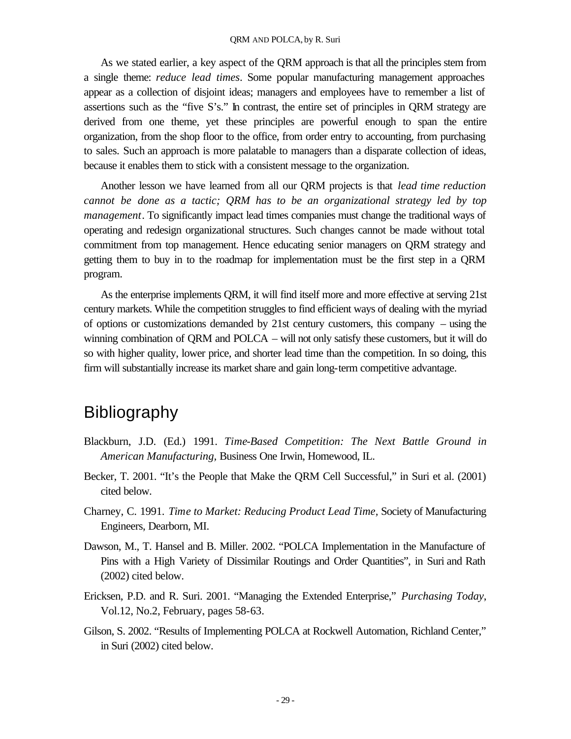As we stated earlier, a key aspect of the QRM approach is that all the principles stem from a single theme: *reduce lead times*. Some popular manufacturing management approaches appear as a collection of disjoint ideas; managers and employees have to remember a list of assertions such as the "five S's." In contrast, the entire set of principles in QRM strategy are derived from one theme, yet these principles are powerful enough to span the entire organization, from the shop floor to the office, from order entry to accounting, from purchasing to sales. Such an approach is more palatable to managers than a disparate collection of ideas, because it enables them to stick with a consistent message to the organization.

Another lesson we have learned from all our QRM projects is that *lead time reduction cannot be done as a tactic; QRM has to be an organizational strategy led by top management*. To significantly impact lead times companies must change the traditional ways of operating and redesign organizational structures. Such changes cannot be made without total commitment from top management. Hence educating senior managers on QRM strategy and getting them to buy in to the roadmap for implementation must be the first step in a QRM program.

As the enterprise implements QRM, it will find itself more and more effective at serving 21st century markets. While the competition struggles to find efficient ways of dealing with the myriad of options or customizations demanded by 21st century customers, this company – using the winning combination of QRM and POLCA – will not only satisfy these customers, but it will do so with higher quality, lower price, and shorter lead time than the competition. In so doing, this firm will substantially increase its market share and gain long-term competitive advantage.

# Bibliography

Blackburn, J.D. (Ed.) 1991. *Time-Based Competition: The Next Battle Ground in American Manufacturing*, Business One Irwin, Homewood, IL.

Becker, T. 2001. "It's the People that Make the QRM Cell Successful," in Suri et al. (2001) cited below.

Charney, C. 1991. *Time to Market: Reducing Product Lead Time*, Society of Manufacturing Engineers, Dearborn, MI.

Dawson, M., T. Hansel and B. Miller. 2002. "POLCA Implementation in the Manufacture of Pins with a High Variety of Dissimilar Routings and Order Quantities", in Suri and Rath (2002) cited below.

Ericksen, P.D. and R. Suri. 2001. "Managing the Extended Enterprise," *Purchasing Today*, Vol.12, No.2, February, pages 58-63.

Gilson, S. 2002. "Results of Implementing POLCA at Rockwell Automation, Richland Center," in Suri (2002) cited below.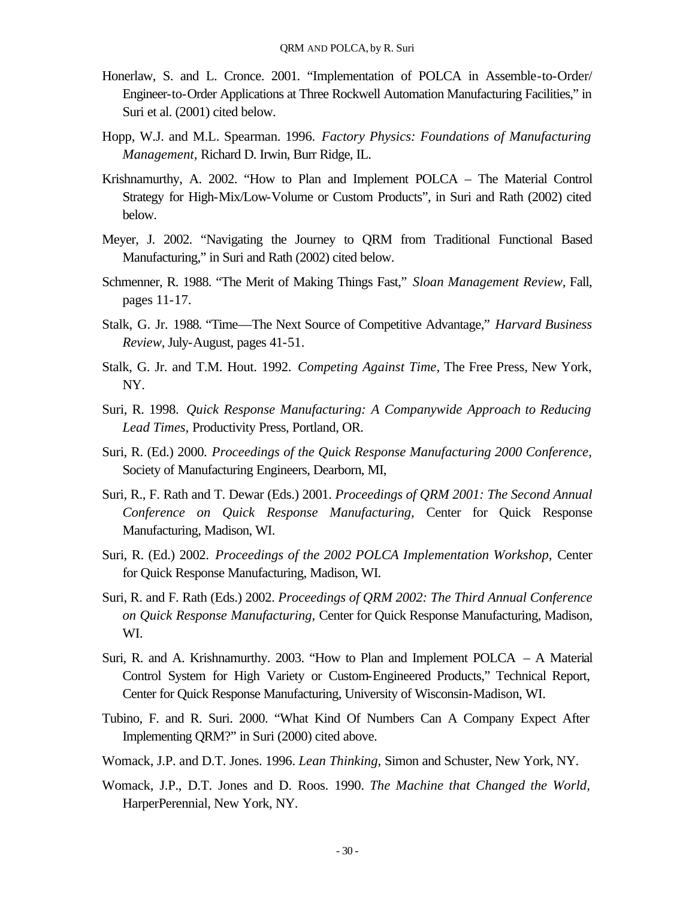Honerlaw, S. and L. Cronce. 2001. "Implementation of POLCA in Assemble-to-Order/ Engineer-to-Order Applications at Three Rockwell Automation Manufacturing Facilities," in Suri et al. (2001) cited below.

Hopp, W.J. and M.L. Spearman. 1996. *Factory Physics: Foundations of Manufacturing Management,* Richard D. Irwin, Burr Ridge, IL.

Krishnamurthy, A. 2002. "How to Plan and Implement POLCA – The Material Control Strategy for High-Mix/Low-Volume or Custom Products", in Suri and Rath (2002) cited below.

Meyer, J. 2002. "Navigating the Journey to QRM from Traditional Functional Based Manufacturing," in Suri and Rath (2002) cited below.

Schmenner, R. 1988. "The Merit of Making Things Fast," *Sloan Management Review,* Fall, pages 11-17.

Stalk, G. Jr. 1988. "Time—The Next Source of Competitive Advantage," *Harvard Business Review*, July-August, pages 41-51.

Stalk, G. Jr. and T.M. Hout. 1992. *Competing Against Time,* The Free Press, New York, NY.

Suri, R. 1998. *Quick Response Manufacturing: A Companywide Approach to Reducing Lead Times,* Productivity Press, Portland, OR.

Suri, R. (Ed.) 2000. *Proceedings of the Quick Response Manufacturing 2000 Conference,* Society of Manufacturing Engineers, Dearborn, MI,

Suri, R., F. Rath and T. Dewar (Eds.) 2001. *Proceedings of QRM 2001: The Second Annual Conference on Quick Response Manufacturing,* Center for Quick Response Manufacturing, Madison, WI.

Suri, R. (Ed.) 2002. *Proceedings of the 2002 POLCA Implementation Workshop,* Center for Quick Response Manufacturing, Madison, WI.

Suri, R. and F. Rath (Eds.) 2002. *Proceedings of QRM 2002: The Third Annual Conference on Quick Response Manufacturing,* Center for Quick Response Manufacturing, Madison, WI.

Suri, R. and A. Krishnamurthy. 2003. "How to Plan and Implement POLCA – A Material Control System for High Variety or Custom-Engineered Products," Technical Report, Center for Quick Response Manufacturing, University of Wisconsin-Madison, WI.

Tubino, F. and R. Suri. 2000. "What Kind Of Numbers Can A Company Expect After Implementing QRM?" in Suri (2000) cited above.

Womack, J.P. and D.T. Jones. 1996. *Lean Thinking,* Simon and Schuster, New York, NY.

Womack, J.P., D.T. Jones and D. Roos. 1990. *The Machine that Changed the World,* HarperPerennial, New York, NY.